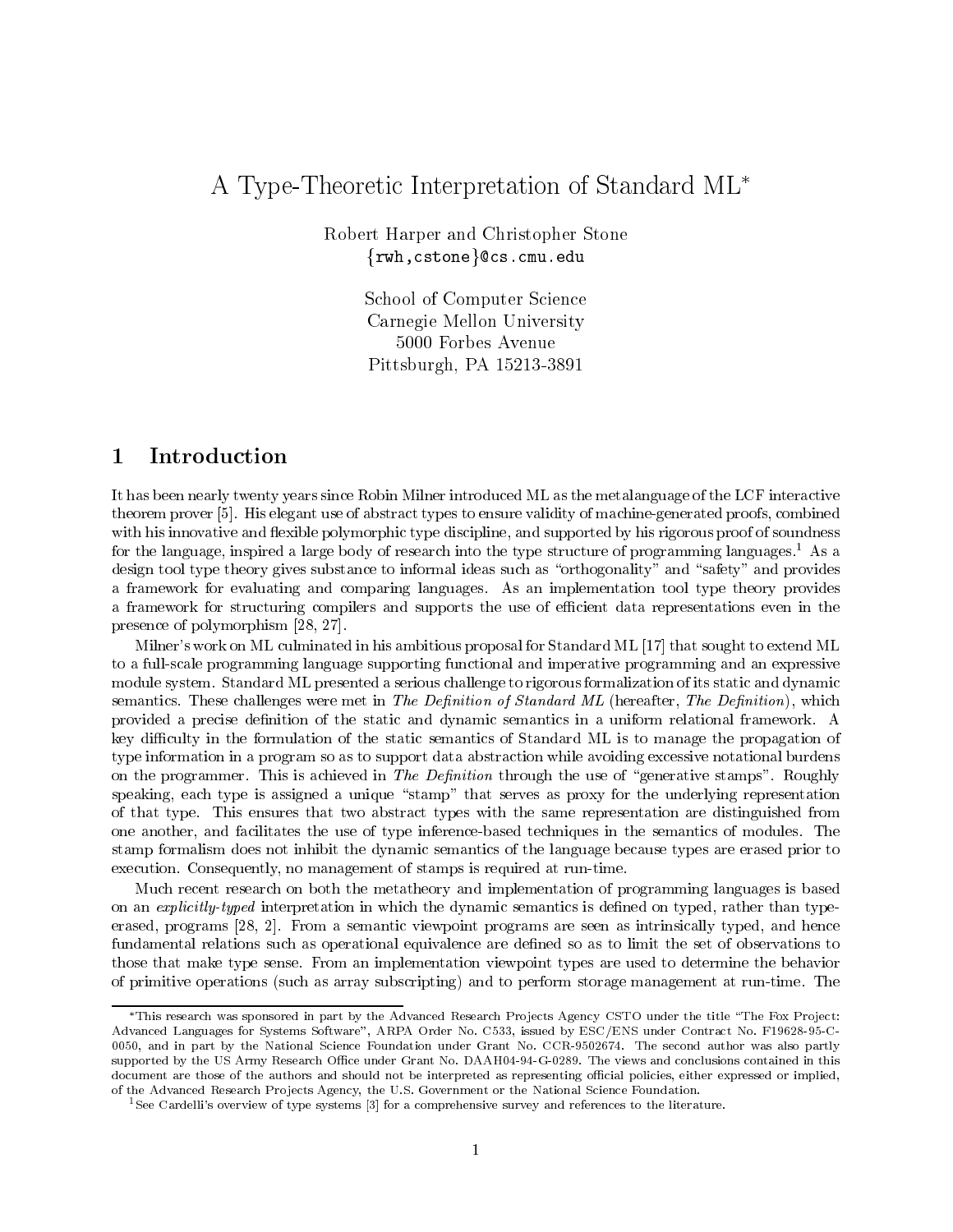# A Type-Theoretic Interpretation of Standard ML*

Robert Harper and Christopher Stone
{rwh,cstone}@cs.cmu.edu

School of Computer Science
Carnegie Mellon University
5000 Forbes Avenue
Pittsburgh, PA 15213-3891

## 1 Introduction

It has been nearly twenty years since Robin Milner introduced ML as the metalanguage of the LCF interactive theorem prover [5]. His elegant use of abstract types to ensure validity of machine-generated proofs, combined with his innovative and flexible polymorphic type discipline, and supported by his rigorous proof of soundness for the language, inspired a large body of research into the type structure of programming languages.[1] As a design tool type theory gives substance to informal ideas such as "orthogonality" and "safety" and provides a framework for evaluating and comparing languages. As an implementation tool type theory provides a framework for structuring compilers and supports the use of efficient data representations even in the presence of polymorphism [28, 27].

Milner's work on ML culminated in his ambitious proposal for Standard ML [17] that sought to extend ML to a full-scale programming language supporting functional and imperative programming and an expressive module system. Standard ML presented a serious challenge to rigorous formalization of its static and dynamic semantics. These challenges were met in *The Definition of Standard ML* (hereafter, *The Definition*), which provided a precise definition of the static and dynamic semantics in a uniform relational framework. A key difficulty in the formulation of the static semantics of Standard ML is to manage the propagation of type information in a program so as to support data abstraction while avoiding excessive notational burdens on the programmer. This is achieved in *The Definition* through the use of "generative stamps". Roughly speaking, each type is assigned a unique "stamp" that serves as proxy for the underlying representation of that type. This ensures that two abstract types with the same representation are distinguished from one another, and facilitates the use of type inference-based techniques in the semantics of modules. The stamp formalism does not inhibit the dynamic semantics of the language because types are erased prior to execution. Consequently, no management of stamps is required at run-time.

Much recent research on both the metatheory and implementation of programming languages is based on an *explicitly-typed* interpretation in which the dynamic semantics is defined on typed, rather than type-erased, programs [28, 2]. From a semantic viewpoint programs are seen as intrinsically typed, and hence fundamental relations such as operational equivalence are defined so as to limit the set of observations to those that make type sense. From an implementation viewpoint types are used to determine the behavior of primitive operations (such as array subscripting) and to perform storage management at run-time. The

*This research was sponsored in part by the Advanced Research Projects Agency CSTO under the title "The Fox Project: Advanced Languages for Systems Software", ARPA Order No. C533, issued by ESC/ENS under Contract No. F19628-95-C-0050, and in part by the National Science Foundation under Grant No. CCR-9502674. The second author was also partly supported by the US Army Research Office under Grant No. DAAH04-94-G-0289. The views and conclusions contained in this document are those of the authors and should not be interpreted as representing official policies, either expressed or implied, of the Advanced Research Projects Agency, the U.S. Government or the National Science Foundation.

[1] See Cardelli's overview of type systems [3] for a comprehensive survey and references to the literature.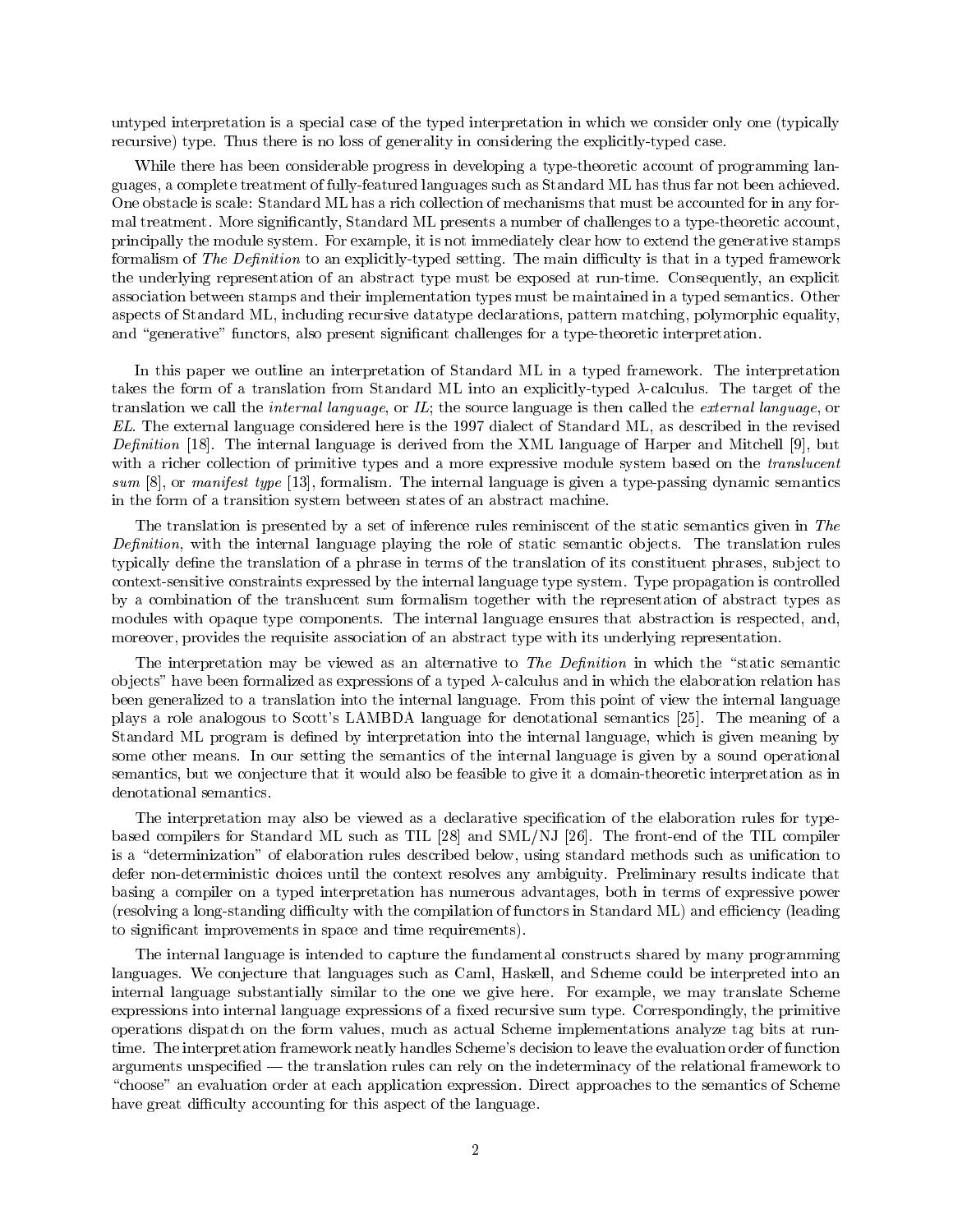untyped interpretation is a special case of the typed interpretation in which we consider only one (typically recursive) type. Thus there is no loss of generality in considering the explicitly-typed case.

While there has been considerable progress in developing a type-theoretic account of programming languages, a complete treatment of fully-featured languages such as Standard ML has thus far not been achieved. One obstacle is scale: Standard ML has a rich collection of mechanisms that must be accounted for in any formal treatment. More significantly, Standard ML presents a number of challenges to a type-theoretic account, principally the module system. For example, it is not immediately clear how to extend the generative stamps formalism of *The Definition* to an explicitly-typed setting. The main difficulty is that in a typed framework the underlying representation of an abstract type must be exposed at run-time. Consequently, an explicit association between stamps and their implementation types must be maintained in a typed semantics. Other aspects of Standard ML, including recursive datatype declarations, pattern matching, polymorphic equality, and "generative" functors, also present significant challenges for a type-theoretic interpretation.

In this paper we outline an interpretation of Standard ML in a typed framework. The interpretation takes the form of a translation from Standard ML into an explicitly-typed $\lambda$-calculus. The target of the translation we call the *internal language*, or *IL*; the source language is then called the *external language*, or *EL*. The external language considered here is the 1997 dialect of Standard ML, as described in the revised *Definition* [18]. The internal language is derived from the XML language of Harper and Mitchell [9], but with a richer collection of primitive types and a more expressive module system based on the *translucent sum* [8], or *manifest type* [13], formalism. The internal language is given a type-passing dynamic semantics in the form of a transition system between states of an abstract machine.

The translation is presented by a set of inference rules reminiscent of the static semantics given in *The Definition*, with the internal language playing the role of static semantic objects. The translation rules typically define the translation of a phrase in terms of the translation of its constituent phrases, subject to context-sensitive constraints expressed by the internal language type system. Type propagation is controlled by a combination of the translucent sum formalism together with the representation of abstract types as modules with opaque type components. The internal language ensures that abstraction is respected, and, moreover, provides the requisite association of an abstract type with its underlying representation.

The interpretation may be viewed as an alternative to *The Definition* in which the "static semantic objects" have been formalized as expressions of a typed $\lambda$-calculus and in which the elaboration relation has been generalized to a translation into the internal language. From this point of view the internal language plays a role analogous to Scott's LAMBDA language for denotational semantics [25]. The meaning of a Standard ML program is defined by interpretation into the internal language, which is given meaning by some other means. In our setting the semantics of the internal language is given by a sound operational semantics, but we conjecture that it would also be feasible to give it a domain-theoretic interpretation as in denotational semantics.

The interpretation may also be viewed as a declarative specification of the elaboration rules for type-based compilers for Standard ML such as TIL [28] and SML/NJ [26]. The front-end of the TIL compiler is a "determinization" of elaboration rules described below, using standard methods such as unification to defer non-deterministic choices until the context resolves any ambiguity. Preliminary results indicate that basing a compiler on a typed interpretation has numerous advantages, both in terms of expressive power (resolving a long-standing difficulty with the compilation of functors in Standard ML) and efficiency (leading to significant improvements in space and time requirements).

The internal language is intended to capture the fundamental constructs shared by many programming languages. We conjecture that languages such as Caml, Haskell, and Scheme could be interpreted into an internal language substantially similar to the one we give here. For example, we may translate Scheme expressions into internal language expressions of a fixed recursive sum type. Correspondingly, the primitive operations dispatch on the form values, much as actual Scheme implementations analyze tag bits at run-time. The interpretation framework neatly handles Scheme's decision to leave the evaluation order of function arguments unspecified — the translation rules can rely on the indeterminacy of the relational framework to "choose" an evaluation order at each application expression. Direct approaches to the semantics of Scheme have great difficulty accounting for this aspect of the language.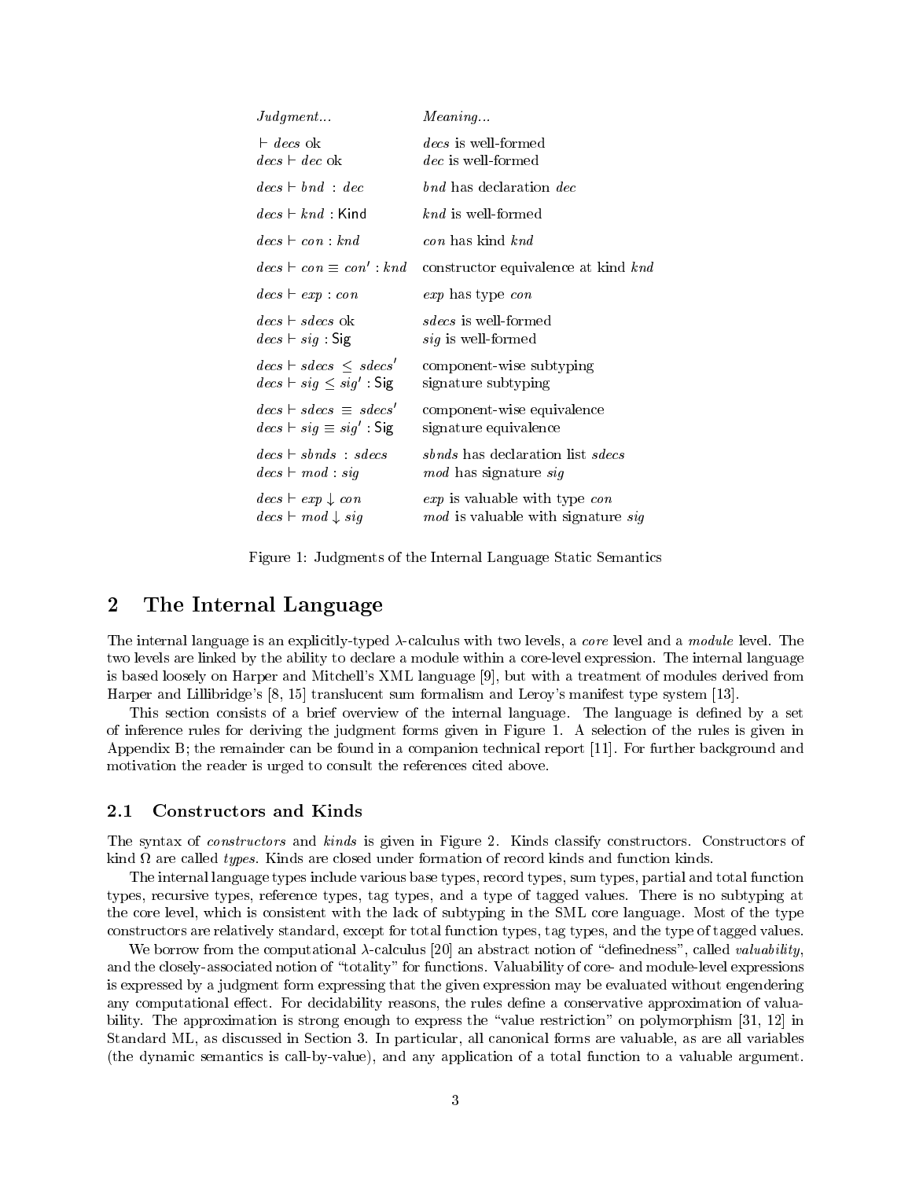| *Judgment...* | *Meaning...* |
|---|---|
| $\vdash decs$ ok | $decs$ is well-formed |
| $decs \vdash dec$ ok | $dec$ is well-formed |
| $decs \vdash bnd \; : \; dec$ | $bnd$ has declaration $dec$ |
| $decs \vdash knd : \mathsf{Kind}$ | $knd$ is well-formed |
| $decs \vdash con : knd$ | $con$ has kind $knd$ |
| $decs \vdash con \equiv con' : knd$ | constructor equivalence at kind $knd$ |
| $decs \vdash exp : con$ | $exp$ has type $con$ |
| $decs \vdash sdecs$ ok | $sdecs$ is well-formed |
| $decs \vdash sig : \mathsf{Sig}$ | $sig$ is well-formed |
| $decs \vdash sdecs \; \leq \; sdecs'$ | component-wise subtyping |
| $decs \vdash sig \leq sig' : \mathsf{Sig}$ | signature subtyping |
| $decs \vdash sdecs \; \equiv \; sdecs'$ | component-wise equivalence |
| $decs \vdash sig \equiv sig' : \mathsf{Sig}$ | signature equivalence |
| $decs \vdash sbnds \; : \; sdecs$ | $sbnds$ has declaration list $sdecs$ |
| $decs \vdash mod : sig$ | $mod$ has signature $sig$ |
| $decs \vdash exp \downarrow con$ | $exp$ is valuable with type $con$ |
| $decs \vdash mod \downarrow sig$ | $mod$ is valuable with signature $sig$ |

Figure 1: Judgments of the Internal Language Static Semantics

## 2 The Internal Language

The internal language is an explicitly-typed $\lambda$-calculus with two levels, a *core* level and a *module* level. The two levels are linked by the ability to declare a module within a core-level expression. The internal language is based loosely on Harper and Mitchell's XML language [9], but with a treatment of modules derived from Harper and Lillibridge's [8, 15] translucent sum formalism and Leroy's manifest type system [13].

This section consists of a brief overview of the internal language. The language is defined by a set of inference rules for deriving the judgment forms given in Figure 1. A selection of the rules is given in Appendix B; the remainder can be found in a companion technical report [11]. For further background and motivation the reader is urged to consult the references cited above.

### 2.1 Constructors and Kinds

The syntax of *constructors* and *kinds* is given in Figure 2. Kinds classify constructors. Constructors of kind $\Omega$ are called *types*. Kinds are closed under formation of record kinds and function kinds.

The internal language types include various base types, record types, sum types, partial and total function types, recursive types, reference types, tag types, and a type of tagged values. There is no subtyping at the core level, which is consistent with the lack of subtyping in the SML core language. Most of the type constructors are relatively standard, except for total function types, tag types, and the type of tagged values.

We borrow from the computational $\lambda$-calculus [20] an abstract notion of "definedness", called *valuability*, and the closely-associated notion of "totality" for functions. Valuability of core- and module-level expressions is expressed by a judgment form expressing that the given expression may be evaluated without engendering any computational effect. For decidability reasons, the rules define a conservative approximation of valuability. The approximation is strong enough to express the "value restriction" on polymorphism [31, 12] in Standard ML, as discussed in Section 3. In particular, all canonical forms are valuable, as are all variables (the dynamic semantics is call-by-value), and any application of a total function to a valuable argument.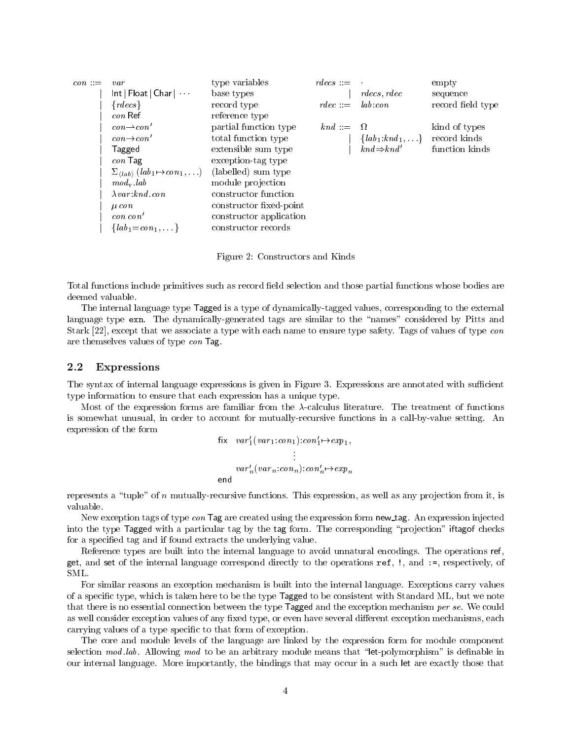| | | | | | | |
|---|---|---|---|---|---|---|
| $con$ ::= | $var$ | type variables | | $rdecs$ ::= | $\cdot$ | empty |
| \| | $\mathsf{Int} \mid \mathsf{Float} \mid \mathsf{Char} \mid \cdots$ | base types | | \| | $rdecs, rdec$ | sequence |
| \| | $\{rdecs\}$ | record type | | $rdec$ ::= | $lab{:}con$ | record field type |
| \| | $con\ \mathsf{Ref}$ | reference type | | | | |
| \| | $con \rightharpoonup con'$ | partial function type | | $knd$ ::= | $\Omega$ | kind of types |
| \| | $con \rightarrow con'$ | total function type | | \| | $\{lab_1{:}knd_1, \ldots\}$ | record kinds |
| \| | $\mathsf{Tagged}$ | extensible sum type | | \| | $knd \Rightarrow knd'$ | function kinds |
| \| | $con\ \mathsf{Tag}$ | exception-tag type | | | | |
| \| | $\Sigma_{\langle lab \rangle}\,(lab_1 \mapsto con_1, \ldots)$ | (labelled) sum type | | | | |
| \| | $mod_{\mathrm{v}}.lab$ | module projection | | | | |
| \| | $\lambda var{:}knd.con$ | constructor function | | | | |
| \| | $\mu\, con$ | constructor fixed-point | | | | |
| \| | $con\ con'$ | constructor application | | | | |
| \| | $\{lab_1{=}con_1, \ldots\}$ | constructor records | | | | |

Figure 2: Constructors and Kinds

Total functions include primitives such as record field selection and those partial functions whose bodies are deemed valuable.

The internal language type Tagged is a type of dynamically-tagged values, corresponding to the external language type `exn`. The dynamically-generated tags are similar to the "names" considered by Pitts and Stark [22], except that we associate a type with each name to ensure type safety. Tags of values of type $con$ are themselves values of type $con$ Tag.

## 2.2 Expressions

The syntax of internal language expressions is given in Figure 3. Expressions are annotated with sufficient type information to ensure that each expression has a unique type.

Most of the expression forms are familiar from the $\lambda$-calculus literature. The treatment of functions is somewhat unusual, in order to account for mutually-recursive functions in a call-by-value setting. An expression of the form

$$\begin{array}{ll} \mathsf{fix} & var'_1(var_1{:}con_1){:}con'_1 \mapsto exp_1, \\ & \qquad\vdots \\ & var'_n(var_n{:}con_n){:}con'_n \mapsto exp_n \\ \mathsf{end} & \end{array}$$

represents a "tuple" of $n$ mutually-recursive functions. This expression, as well as any projection from it, is valuable.

New exception tags of type $con$ Tag are created using the expression form new_tag. An expression injected into the type Tagged with a particular tag by the tag form. The corresponding "projection" iftagof checks for a specified tag and if found extracts the underlying value.

Reference types are built into the internal language to avoid unnatural encodings. The operations ref, get, and set of the internal language correspond directly to the operations `ref`, `!`, and `:=`, respectively, of SML.

For similar reasons an exception mechanism is built into the internal language. Exceptions carry values of a specific type, which is taken here to be the type Tagged to be consistent with Standard ML, but we note that there is no essential connection between the type Tagged and the exception mechanism *per se*. We could as well consider exception values of any fixed type, or even have several different exception mechanisms, each carrying values of a type specific to that form of exception.

The core and module levels of the language are linked by the expression form for module component selection $mod.lab$. Allowing $mod$ to be an arbitrary module means that "let-polymorphism" is definable in our internal language. More importantly, the bindings that may occur in a such let are exactly those that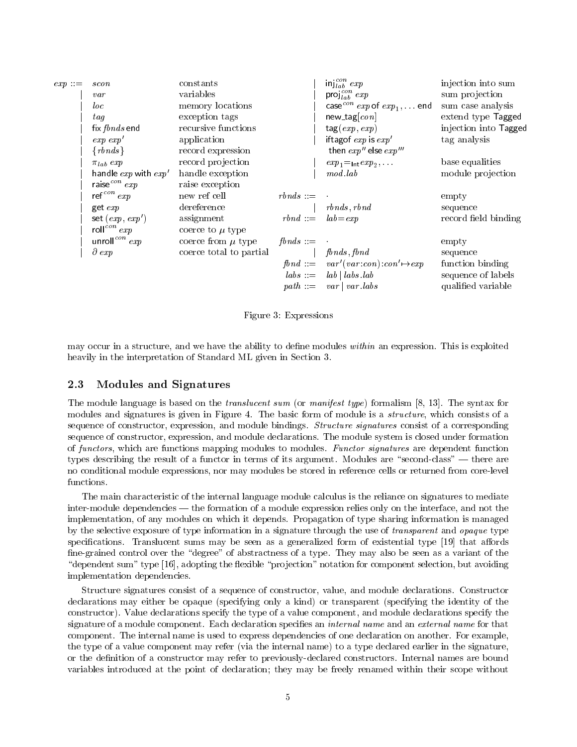| | | | | | |
|---|---|---|---|---|---|
| $exp ::=$ | $scon$ | constants | $\mid$ | $\mathsf{inj}^{con}_{lab}\ exp$ | injection into sum |
| $\mid$ | $var$ | variables | $\mid$ | $\mathsf{proj}^{con}_{lab}\ exp$ | sum projection |
| $\mid$ | $loc$ | memory locations | $\mid$ | $\mathsf{case}^{con}\ exp\ \mathsf{of}\ exp_1, \ldots\ \mathsf{end}$ | sum case analysis |
| $\mid$ | $tag$ | exception tags | $\mid$ | $\mathsf{new\_tag}[con]$ | extend type $\mathsf{Tagged}$ |
| $\mid$ | $\mathsf{fix}\ fbnds\ \mathsf{end}$ | recursive functions | $\mid$ | $\mathsf{tag}(exp, exp)$ | injection into $\mathsf{Tagged}$ |
| $\mid$ | $exp\ exp'$ | application | $\mid$ | $\mathsf{iftagof}\ exp\ \mathsf{is}\ exp'$ $\mathsf{then}\ exp''\ \mathsf{else}\ exp'''$ | tag analysis |
| $\mid$ | $\{rbnds\}$ | record expression | | | |
| $\mid$ | $\pi_{lab}\ exp$ | record projection | $\mid$ | $exp_1 =_{\mathsf{Int}} exp_2, \ldots$ | base equalities |
| $\mid$ | $\mathsf{handle}\ exp\ \mathsf{with}\ exp'$ | handle exception | $\mid$ | $mod.lab$ | module projection |
| $\mid$ | $\mathsf{raise}^{con}\ exp$ | raise exception | | | |
| $\mid$ | $\mathsf{ref}^{con}\ exp$ | new ref cell | $rbnds ::=$ | $\cdot$ | empty |
| $\mid$ | $\mathsf{get}\ exp$ | dereference | $\mid$ | $rbnds, rbnd$ | sequence |
| $\mid$ | $\mathsf{set}\ (exp, exp')$ | assignment | $rbnd ::=$ | $lab{=}exp$ | record field binding |
| $\mid$ | $\mathsf{roll}^{con}\ exp$ | coerce to $\mu$ type | | | |
| $\mid$ | $\mathsf{unroll}^{con}\ exp$ | coerce from $\mu$ type | $fbnds ::=$ | $\cdot$ | empty |
| $\mid$ | $\partial\ exp$ | coerce total to partial | $\mid$ | $fbnds, fbnd$ | sequence |
| | | | $fbnd ::=$ | $var'(var{:}con){:}con' \mapsto exp$ | function binding |
| | | | $labs ::=$ | $lab \mid labs.lab$ | sequence of labels |
| | | | $path ::=$ | $var \mid var.labs$ | qualified variable |

Figure 3: Expressions

may occur in a structure, and we have the ability to define modules *within* an expression. This is exploited heavily in the interpretation of Standard ML given in Section 3.

## 2.3 Modules and Signatures

The module language is based on the *translucent sum* (or *manifest type*) formalism [8, 13]. The syntax for modules and signatures is given in Figure 4. The basic form of module is a *structure*, which consists of a sequence of constructor, expression, and module bindings. *Structure signatures* consist of a corresponding sequence of constructor, expression, and module declarations. The module system is closed under formation of *functors*, which are functions mapping modules to modules. *Functor signatures* are dependent function types describing the result of a functor in terms of its argument. Modules are "second-class" — there are no conditional module expressions, nor may modules be stored in reference cells or returned from core-level functions.

The main characteristic of the internal language module calculus is the reliance on signatures to mediate inter-module dependencies — the formation of a module expression relies only on the interface, and not the implementation, of any modules on which it depends. Propagation of type sharing information is managed by the selective exposure of type information in a signature through the use of *transparent* and *opaque* type specifications. Translucent sums may be seen as a generalized form of existential type [19] that affords fine-grained control over the "degree" of abstractness of a type. They may also be seen as a variant of the "dependent sum" type [16], adopting the flexible "projection" notation for component selection, but avoiding implementation dependencies.

Structure signatures consist of a sequence of constructor, value, and module declarations. Constructor declarations may either be opaque (specifying only a kind) or transparent (specifying the identity of the constructor). Value declarations specify the type of a value component, and module declarations specify the signature of a module component. Each declaration specifies an *internal name* and an *external name* for that component. The internal name is used to express dependencies of one declaration on another. For example, the type of a value component may refer (via the internal name) to a type declared earlier in the signature, or the definition of a constructor may refer to previously-declared constructors. Internal names are bound variables introduced at the point of declaration; they may be freely renamed within their scope without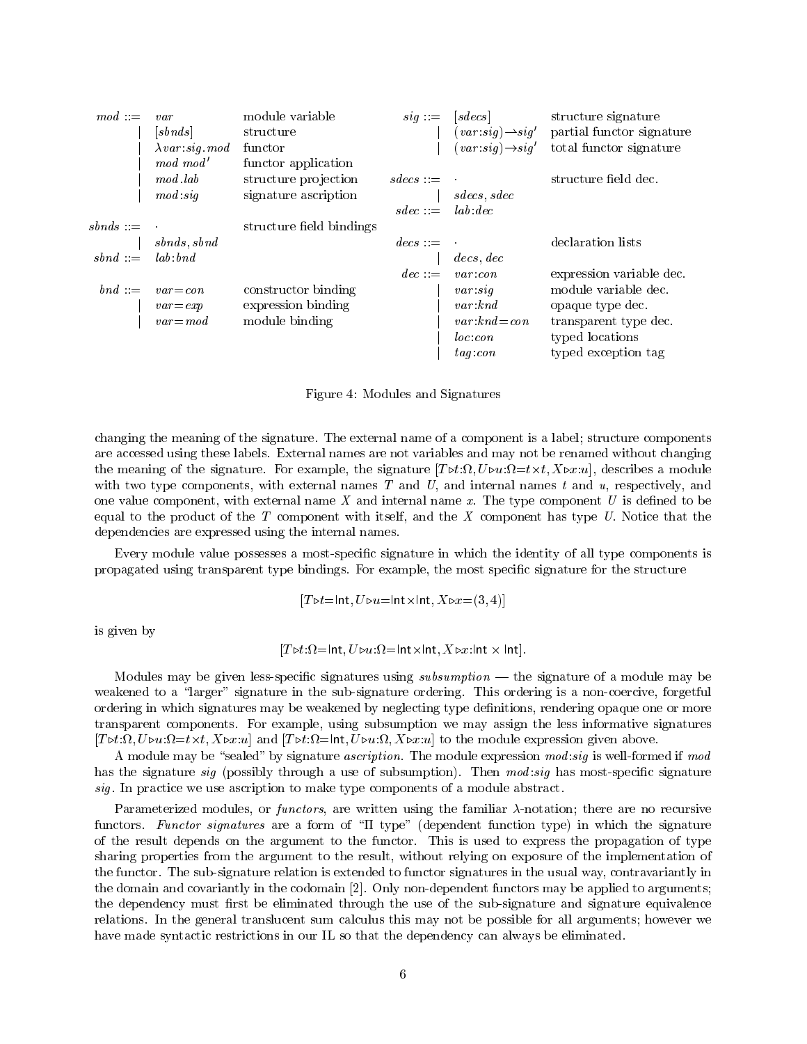| | | | | | | |
|---|---|---|---|---|---|---|
| $mod ::=$ | $var$ | module variable | | $sig ::=$ | $[sdecs]$ | structure signature |
| $\mid$ | $[sbnds]$ | structure | | $\mid$ | $(var{:}sig) \rightharpoonup sig'$ | partial functor signature |
| $\mid$ | $\lambda var{:}sig.mod$ | functor | | $\mid$ | $(var{:}sig) \to sig'$ | total functor signature |
| $\mid$ | $mod\ mod'$ | functor application | | | | |
| $\mid$ | $mod.lab$ | structure projection | | $sdecs ::=$ | $\cdot$ | structure field dec. |
| $\mid$ | $mod{:}sig$ | signature ascription | | $\mid$ | $sdecs, sdec$ | |
| | | | | $sdec ::=$ | $lab{:}dec$ | |
| $sbnds ::=$ | $\cdot$ | structure field bindings | | | | |
| $\mid$ | $sbnds, sbnd$ | | | $decs ::=$ | $\cdot$ | declaration lists |
| $sbnd ::=$ | $lab{:}bnd$ | | | $\mid$ | $decs, dec$ | |
| | | | | $dec ::=$ | $var{:}con$ | expression variable dec. |
| $bnd ::=$ | $var{=}con$ | constructor binding | | $\mid$ | $var{:}sig$ | module variable dec. |
| $\mid$ | $var{=}exp$ | expression binding | | $\mid$ | $var{:}knd$ | opaque type dec. |
| $\mid$ | $var{=}mod$ | module binding | | $\mid$ | $var{:}knd{=}con$ | transparent type dec. |
| | | | | $\mid$ | $loc{:}con$ | typed locations |
| | | | | $\mid$ | $tag{:}con$ | typed exception tag |

Figure 4: Modules and Signatures

changing the meaning of the signature. The external name of a component is a label; structure components are accessed using these labels. External names are not variables and may not be renamed without changing the meaning of the signature. For example, the signature $[T \triangleright t{:}\Omega, U \triangleright u{:}\Omega{=}t \times t, X \triangleright x{:}u]$, describes a module with two type components, with external names $T$ and $U$, and internal names $t$ and $u$, respectively, and one value component, with external name $X$ and internal name $x$. The type component $U$ is defined to be equal to the product of the $T$ component with itself, and the $X$ component has type $U$. Notice that the dependencies are expressed using the internal names.

Every module value possesses a most-specific signature in which the identity of all type components is propagated using transparent type bindings. For example, the most specific signature for the structure

$$[T \triangleright t{=}\mathsf{Int}, U \triangleright u{=}\mathsf{Int} \times \mathsf{Int}, X \triangleright x{=}(3,4)]$$

is given by

$$[T \triangleright t{:}\Omega{=}\mathsf{Int}, U \triangleright u{:}\Omega{=}\mathsf{Int} \times \mathsf{Int}, X \triangleright x{:}\mathsf{Int} \times \mathsf{Int}].$$

Modules may be given less-specific signatures using *subsumption* — the signature of a module may be weakened to a "larger" signature in the sub-signature ordering. This ordering is a non-coercive, forgetful ordering in which signatures may be weakened by neglecting type definitions, rendering opaque one or more transparent components. For example, using subsumption we may assign the less informative signatures $[T \triangleright t{:}\Omega, U \triangleright u{:}\Omega{=}t \times t, X \triangleright x{:}u]$ and $[T \triangleright t{:}\Omega{=}\mathsf{Int}, U \triangleright u{:}\Omega, X \triangleright x{:}u]$ to the module expression given above.

A module may be "sealed" by signature *ascription*. The module expression *mod*:*sig* is well-formed if *mod* has the signature *sig* (possibly through a use of subsumption). Then *mod*:*sig* has most-specific signature *sig*. In practice we use ascription to make type components of a module abstract.

Parameterized modules, or *functors*, are written using the familiar $\lambda$-notation; there are no recursive functors. *Functor signatures* are a form of "$\Pi$ type" (dependent function type) in which the signature of the result depends on the argument to the functor. This is used to express the propagation of type sharing properties from the argument to the result, without relying on exposure of the implementation of the functor. The sub-signature relation is extended to functor signatures in the usual way, contravariantly in the domain and covariantly in the codomain [2]. Only non-dependent functors may be applied to arguments; the dependency must first be eliminated through the use of the sub-signature and signature equivalence relations. In the general translucent sum calculus this may not be possible for all arguments; however we have made syntactic restrictions in our IL so that the dependency can always be eliminated.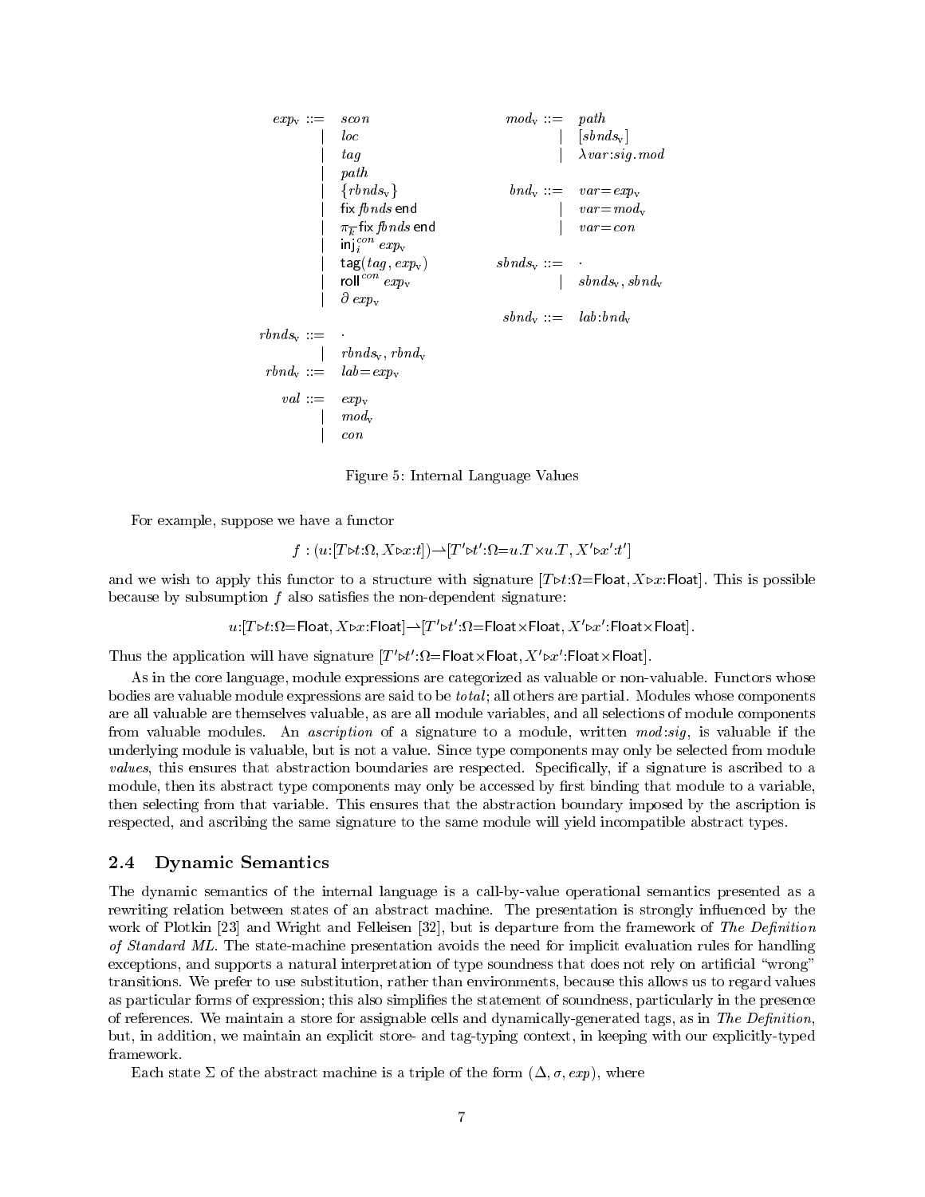$$
\begin{array}{rcl}
exp_v & ::= & scon \\
& | & loc \\
& | & tag \\
& | & path \\
& | & \{rbnds_v\} \\
& | & \mathsf{fix}\ fbnds\ \mathsf{end} \\
& | & \pi_{\overline{k}}\ \mathsf{fix}\ fbnds\ \mathsf{end} \\
& | & \mathsf{inj}_i^{con}\ exp_v \\
& | & \mathsf{tag}(tag, exp_v) \\
& | & \mathsf{roll}^{con}\ exp_v \\
& | & \partial\ exp_v \\
rbnds_v & ::= & \cdot \\
& | & rbnds_v, rbnd_v \\
rbnd_v & ::= & lab{=}exp_v \\
val & ::= & exp_v \\
& | & mod_v \\
& | & con
\end{array}
\qquad
\begin{array}{rcl}
mod_v & ::= & path \\
& | & [sbnds_v] \\
& | & \lambda var{:}sig.mod \\
bnd_v & ::= & var{=}exp_v \\
& | & var{=}mod_v \\
& | & var{=}con \\
sbnds_v & ::= & \cdot \\
& | & sbnds_v, sbnd_v \\
sbnd_v & ::= & lab{:}bnd_v
\end{array}
$$

Figure 5: Internal Language Values

For example, suppose we have a functor

$$f : (u{:}[T{\triangleright}t{:}\Omega, X{\triangleright}x{:}t]) {\rightharpoonup} [T'{\triangleright}t'{:}\Omega{=}u.T \times u.T, X'{\triangleright}x'{:}t']$$

and we wish to apply this functor to a structure with signature $[T{\triangleright}t{:}\Omega{=}\mathsf{Float}, X{\triangleright}x{:}\mathsf{Float}]$. This is possible because by subsumption $f$ also satisfies the non-dependent signature:

$$u{:}[T{\triangleright}t{:}\Omega{=}\mathsf{Float}, X{\triangleright}x{:}\mathsf{Float}] {\rightharpoonup} [T'{\triangleright}t'{:}\Omega{=}\mathsf{Float}{\times}\mathsf{Float}, X'{\triangleright}x'{:}\mathsf{Float}{\times}\mathsf{Float}].$$

Thus the application will have signature $[T'{\triangleright}t'{:}\Omega{=}\mathsf{Float}{\times}\mathsf{Float}, X'{\triangleright}x'{:}\mathsf{Float}{\times}\mathsf{Float}]$.

As in the core language, module expressions are categorized as valuable or non-valuable. Functors whose bodies are valuable module expressions are said to be *total*; all others are partial. Modules whose components are all valuable are themselves valuable, as are all module variables, and all selections of module components from valuable modules. An *ascription* of a signature to a module, written $mod{:}sig$, is valuable if the underlying module is valuable, but is not a value. Since type components may only be selected from module *values*, this ensures that abstraction boundaries are respected. Specifically, if a signature is ascribed to a module, then its abstract type components may only be accessed by first binding that module to a variable, then selecting from that variable. This ensures that the abstraction boundary imposed by the ascription is respected, and ascribing the same signature to the same module will yield incompatible abstract types.

## 2.4 Dynamic Semantics

The dynamic semantics of the internal language is a call-by-value operational semantics presented as a rewriting relation between states of an abstract machine. The presentation is strongly influenced by the work of Plotkin [23] and Wright and Felleisen [32], but is departure from the framework of *The Definition of Standard ML*. The state-machine presentation avoids the need for implicit evaluation rules for handling exceptions, and supports a natural interpretation of type soundness that does not rely on artificial "wrong" transitions. We prefer to use substitution, rather than environments, because this allows us to regard values as particular forms of expression; this also simplifies the statement of soundness, particularly in the presence of references. We maintain a store for assignable cells and dynamically-generated tags, as in *The Definition*, but, in addition, we maintain an explicit store- and tag-typing context, in keeping with our explicitly-typed framework.

Each state $\Sigma$ of the abstract machine is a triple of the form $(\Delta, \sigma, exp)$, where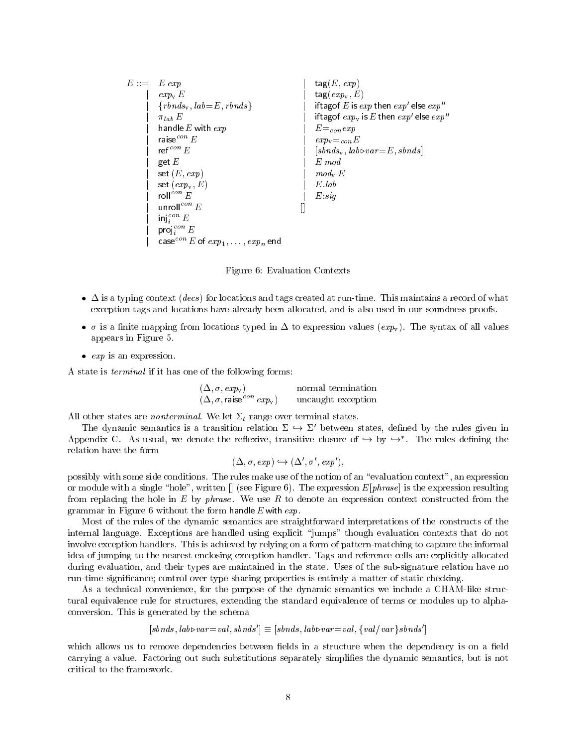$$
\begin{array}{rllll}
E ::= & E \; exp & & | & \mathsf{tag}(E, exp) \\
| & exp_{\mathrm{v}} \; E & & | & \mathsf{tag}(exp_{\mathrm{v}}, E) \\
| & \{rbnds_{\mathrm{v}}, lab{=}E, rbnds\} & & | & \mathsf{iftagof}\; E \;\mathsf{is}\; exp \;\mathsf{then}\; exp' \;\mathsf{else}\; exp'' \\
| & \pi_{lab} \; E & & | & \mathsf{iftagof}\; exp_{\mathrm{v}} \;\mathsf{is}\; E \;\mathsf{then}\; exp' \;\mathsf{else}\; exp'' \\
| & \mathsf{handle}\; E \;\mathsf{with}\; exp & & | & E{=}_{con} exp \\
| & \mathsf{raise}^{con} \; E & & | & exp_{\mathrm{v}}{=}_{con} E \\
| & \mathsf{ref}^{con} \; E & & | & [sbnds_{\mathrm{v}}, lab{\triangleright}var{=}E, sbnds] \\
| & \mathsf{get}\; E & & | & E \; mod \\
| & \mathsf{set}\; (E, exp) & & | & mod_{\mathrm{v}} \; E \\
| & \mathsf{set}\; (exp_{\mathrm{v}}, E) & & | & E.lab \\
| & \mathsf{roll}^{con} \; E & & | & E{:}sig \\
| & \mathsf{unroll}^{con} \; E & & & [\,] \\
| & \mathsf{inj}_i^{con} \; E & & & \\
| & \mathsf{proj}_i^{con} \; E & & & \\
| & \mathsf{case}^{con} \; E \;\mathsf{of}\; exp_1, \ldots, exp_n \;\mathsf{end} & & &
\end{array}
$$

Figure 6: Evaluation Contexts

- $\Delta$ is a typing context (*decs*) for locations and tags created at run-time. This maintains a record of what exception tags and locations have already been allocated, and is also used in our soundness proofs.
- $\sigma$ is a finite mapping from locations typed in $\Delta$ to expression values ($exp_{\mathrm{v}}$). The syntax of all values appears in Figure 5.
- *exp* is an expression.

A state is *terminal* if it has one of the following forms:

$$
\begin{array}{ll}
(\Delta, \sigma, exp_{\mathrm{v}}) & \text{normal termination} \\
(\Delta, \sigma, \mathsf{raise}^{con}\; exp_{\mathrm{v}}) & \text{uncaught exception}
\end{array}
$$

All other states are *nonterminal*. We let $\Sigma_t$ range over terminal states.

The dynamic semantics is a transition relation $\Sigma \hookrightarrow \Sigma'$ between states, defined by the rules given in Appendix C. As usual, we denote the reflexive, transitive closure of $\hookrightarrow$ by $\hookrightarrow^*$. The rules defining the relation have the form

$$
(\Delta, \sigma, exp) \hookrightarrow (\Delta', \sigma', exp'),
$$

possibly with some side conditions. The rules make use of the notion of an "evaluation context", an expression or module with a single "hole", written [] (see Figure 6). The expression $E[phrase]$ is the expression resulting from replacing the hole in $E$ by *phrase*. We use $R$ to denote an expression context constructed from the grammar in Figure 6 without the form handle $E$ with *exp*.

Most of the rules of the dynamic semantics are straightforward interpretations of the constructs of the internal language. Exceptions are handled using explicit "jumps" though evaluation contexts that do not involve exception handlers. This is achieved by relying on a form of pattern-matching to capture the informal idea of jumping to the nearest enclosing exception handler. Tags and reference cells are explicitly allocated during evaluation, and their types are maintained in the state. Uses of the sub-signature relation have no run-time significance; control over type sharing properties is entirely a matter of static checking.

As a technical convenience, for the purpose of the dynamic semantics we include a CHAM-like structural equivalence rule for structures, extending the standard equivalence of terms or modules up to alpha-conversion. This is generated by the schema

$$
[sbnds, lab{\triangleright}var{=}val, sbnds'] \equiv [sbnds, lab{\triangleright}var{=}val, \{val/var\}sbnds']
$$

which allows us to remove dependencies between fields in a structure when the dependency is on a field carrying a value. Factoring out such substitutions separately simplifies the dynamic semantics, but is not critical to the framework.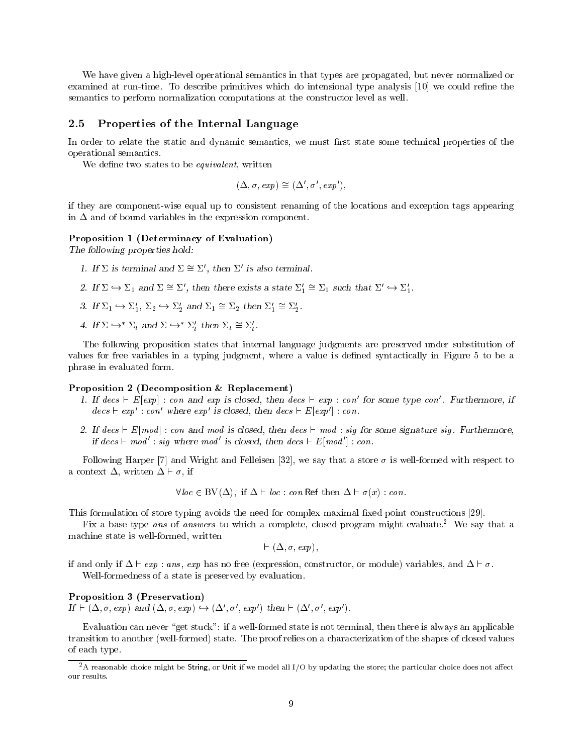We have given a high-level operational semantics in that types are propagated, but never normalized or examined at run-time. To describe primitives which do intensional type analysis [10] we could refine the semantics to perform normalization computations at the constructor level as well.

## 2.5 Properties of the Internal Language

In order to relate the static and dynamic semantics, we must first state some technical properties of the operational semantics.

We define two states to be *equivalent*, written

$$(\Delta, \sigma, \mathit{exp}) \cong (\Delta', \sigma', \mathit{exp}'),$$

if they are component-wise equal up to consistent renaming of the locations and exception tags appearing in $\Delta$ and of bound variables in the expression component.

**Proposition 1 (Determinacy of Evaluation)**
*The following properties hold:*

1. *If $\Sigma$ is terminal and $\Sigma \cong \Sigma'$, then $\Sigma'$ is also terminal.*
2. *If $\Sigma \hookrightarrow \Sigma_1$ and $\Sigma \cong \Sigma'$, then there exists a state $\Sigma_1' \cong \Sigma_1$ such that $\Sigma' \hookrightarrow \Sigma_1'$.*
3. *If $\Sigma_1 \hookrightarrow \Sigma_1'$, $\Sigma_2 \hookrightarrow \Sigma_2'$ and $\Sigma_1 \cong \Sigma_2$ then $\Sigma_1' \cong \Sigma_2'$.*
4. *If $\Sigma \hookrightarrow^* \Sigma_t$ and $\Sigma \hookrightarrow^* \Sigma_t'$ then $\Sigma_t \cong \Sigma_t'$.*

The following proposition states that internal language judgments are preserved under substitution of values for free variables in a typing judgment, where a value is defined syntactically in Figure 5 to be a phrase in evaluated form.

**Proposition 2 (Decomposition & Replacement)**

1. *If $\mathit{decs} \vdash E[\mathit{exp}] : \mathit{con}$ and $\mathit{exp}$ is closed, then $\mathit{decs} \vdash \mathit{exp} : \mathit{con}'$ for some type $\mathit{con}'$. Furthermore, if $\mathit{decs} \vdash \mathit{exp}' : \mathit{con}'$ where $\mathit{exp}'$ is closed, then $\mathit{decs} \vdash E[\mathit{exp}'] : \mathit{con}$.*
2. *If $\mathit{decs} \vdash E[\mathit{mod}] : \mathit{con}$ and $\mathit{mod}$ is closed, then $\mathit{decs} \vdash \mathit{mod} : \mathit{sig}$ for some signature $\mathit{sig}$. Furthermore, if $\mathit{decs} \vdash \mathit{mod}' : \mathit{sig}$ where $\mathit{mod}'$ is closed, then $\mathit{decs} \vdash E[\mathit{mod}'] : \mathit{con}$.*

Following Harper [7] and Wright and Felleisen [32], we say that a store $\sigma$ is well-formed with respect to a context $\Delta$, written $\Delta \vdash \sigma$, if

$$\forall \mathit{loc} \in \mathrm{BV}(\Delta),\ \text{if } \Delta \vdash \mathit{loc} : \mathit{con}\ \mathsf{Ref} \text{ then } \Delta \vdash \sigma(x) : \mathit{con}.$$

This formulation of store typing avoids the need for complex maximal fixed point constructions [29].

Fix a base type *ans* of *answers* to which a complete, closed program might evaluate.[2] We say that a machine state is well-formed, written

$$\vdash (\Delta, \sigma, \mathit{exp}),$$

if and only if $\Delta \vdash \mathit{exp} : \mathit{ans}$, $\mathit{exp}$ has no free (expression, constructor, or module) variables, and $\Delta \vdash \sigma$.

Well-formedness of a state is preserved by evaluation.

**Proposition 3 (Preservation)**
*If $\vdash (\Delta, \sigma, \mathit{exp})$ and $(\Delta, \sigma, \mathit{exp}) \hookrightarrow (\Delta', \sigma', \mathit{exp}')$ then $\vdash (\Delta', \sigma', \mathit{exp}')$.*

Evaluation can never "get stuck": if a well-formed state is not terminal, then there is always an applicable transition to another (well-formed) state. The proof relies on a characterization of the shapes of closed values of each type.

[2] A reasonable choice might be String, or Unit if we model all I/O by updating the store; the particular choice does not affect our results.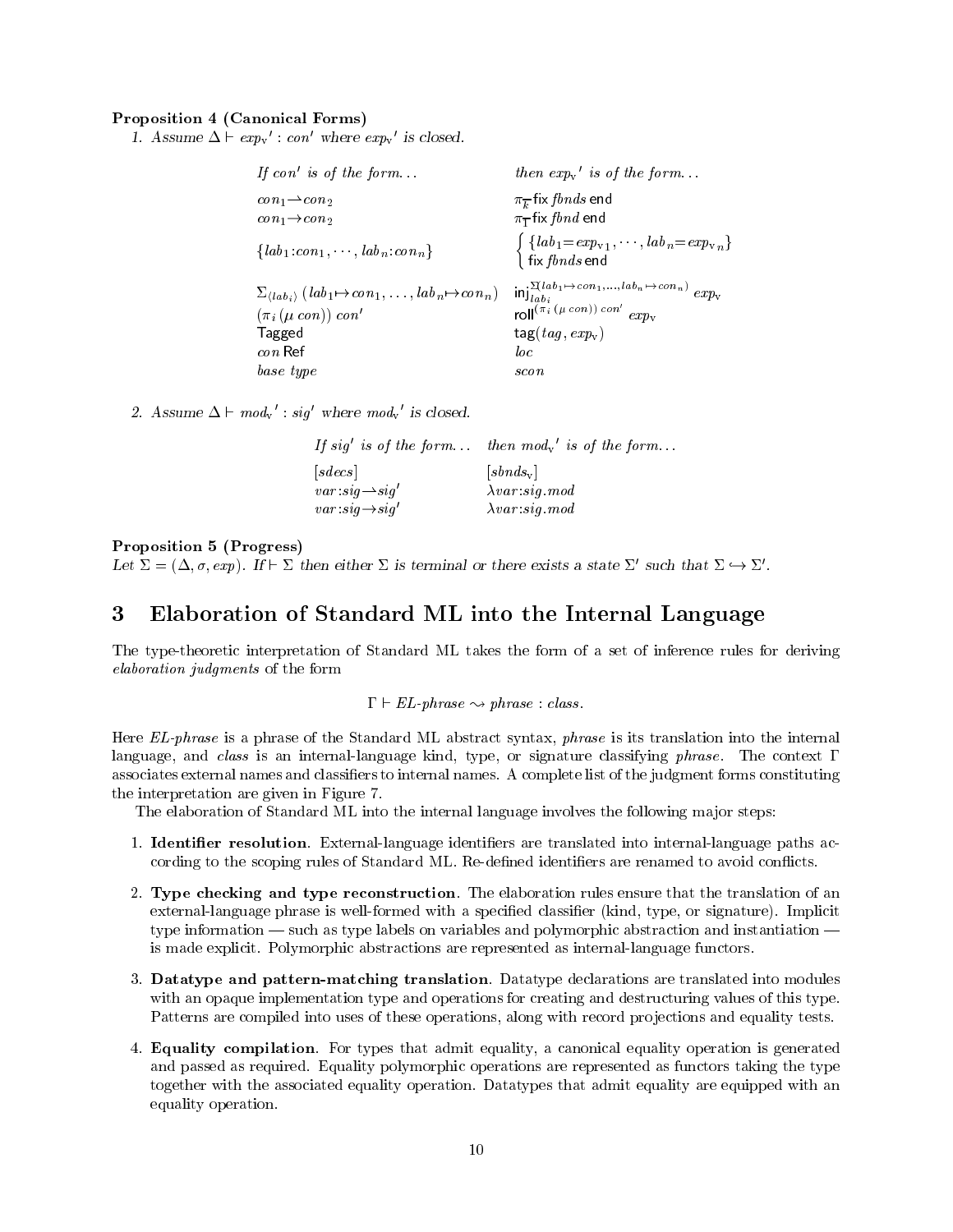**Proposition 4 (Canonical Forms)**

1. *Assume* $\Delta \vdash exp_{\mathrm{v}}' : con'$ *where* $exp_{\mathrm{v}}'$ *is closed.*

| *If* $con'$ *is of the form...* | *then* $exp_{\mathrm{v}}'$ *is of the form...* |
|---|---|
| $con_1 \rightharpoonup con_2$ | $\pi_{\overline{k}}\ \mathsf{fix}\ fbnds\ \mathsf{end}$ |
| $con_1 \rightarrow con_2$ | $\pi_{\overline{1}}\ \mathsf{fix}\ fbnd\ \mathsf{end}$ |
| $\{lab_1{:}con_1, \cdots, lab_n{:}con_n\}$ | $\begin{cases} \{lab_1{=}exp_{\mathrm{v}1}, \cdots, lab_n{=}exp_{\mathrm{v}n}\} \\ \mathsf{fix}\ fbnds\ \mathsf{end} \end{cases}$ |
| $\Sigma_{\langle lab_i \rangle}\ (lab_1 {\mapsto} con_1, \ldots, lab_n {\mapsto} con_n)$ | $\mathsf{inj}_{lab_i}^{\Sigma(lab_1 \mapsto con_1, \ldots, lab_n \mapsto con_n)}\ exp_{\mathrm{v}}$ |
| $(\pi_i\,(\mu\ con))\ con'$ | $\mathsf{roll}^{(\pi_i\,(\mu\ con))\ con'}\ exp_{\mathrm{v}}$ |
| $\mathsf{Tagged}$ | $\mathsf{tag}(tag, exp_{\mathrm{v}})$ |
| $con\ \mathsf{Ref}$ | $loc$ |
| *base type* | $scon$ |

2. *Assume* $\Delta \vdash mod_{\mathrm{v}}' : sig'$ *where* $mod_{\mathrm{v}}'$ *is closed.*

| *If* $sig'$ *is of the form...* | *then* $mod_{\mathrm{v}}'$ *is of the form...* |
|---|---|
| $[sdecs]$ | $[sbnds_{\mathrm{v}}]$ |
| $var{:}sig \rightharpoonup sig'$ | $\lambda var{:}sig.mod$ |
| $var{:}sig \rightarrow sig'$ | $\lambda var{:}sig.mod$ |

**Proposition 5 (Progress)**
*Let* $\Sigma = (\Delta, \sigma, exp)$*. If* $\vdash \Sigma$ *then either* $\Sigma$ *is terminal or there exists a state* $\Sigma'$ *such that* $\Sigma \hookrightarrow \Sigma'$*.*

# 3 Elaboration of Standard ML into the Internal Language

The type-theoretic interpretation of Standard ML takes the form of a set of inference rules for deriving *elaboration judgments* of the form

$$\Gamma \vdash \mathit{EL\text{-}phrase} \rightsquigarrow \mathit{phrase} : \mathit{class}.$$

Here *EL-phrase* is a phrase of the Standard ML abstract syntax, *phrase* is its translation into the internal language, and *class* is an internal-language kind, type, or signature classifying *phrase*. The context $\Gamma$ associates external names and classifiers to internal names. A complete list of the judgment forms constituting the interpretation are given in Figure 7.

The elaboration of Standard ML into the internal language involves the following major steps:

1. **Identifier resolution**. External-language identifiers are translated into internal-language paths according to the scoping rules of Standard ML. Re-defined identifiers are renamed to avoid conflicts.

2. **Type checking and type reconstruction**. The elaboration rules ensure that the translation of an external-language phrase is well-formed with a specified classifier (kind, type, or signature). Implicit type information — such as type labels on variables and polymorphic abstraction and instantiation — is made explicit. Polymorphic abstractions are represented as internal-language functors.

3. **Datatype and pattern-matching translation**. Datatype declarations are translated into modules with an opaque implementation type and operations for creating and destructuring values of this type. Patterns are compiled into uses of these operations, along with record projections and equality tests.

4. **Equality compilation**. For types that admit equality, a canonical equality operation is generated and passed as required. Equality polymorphic operations are represented as functors taking the type together with the associated equality operation. Datatypes that admit equality are equipped with an equality operation.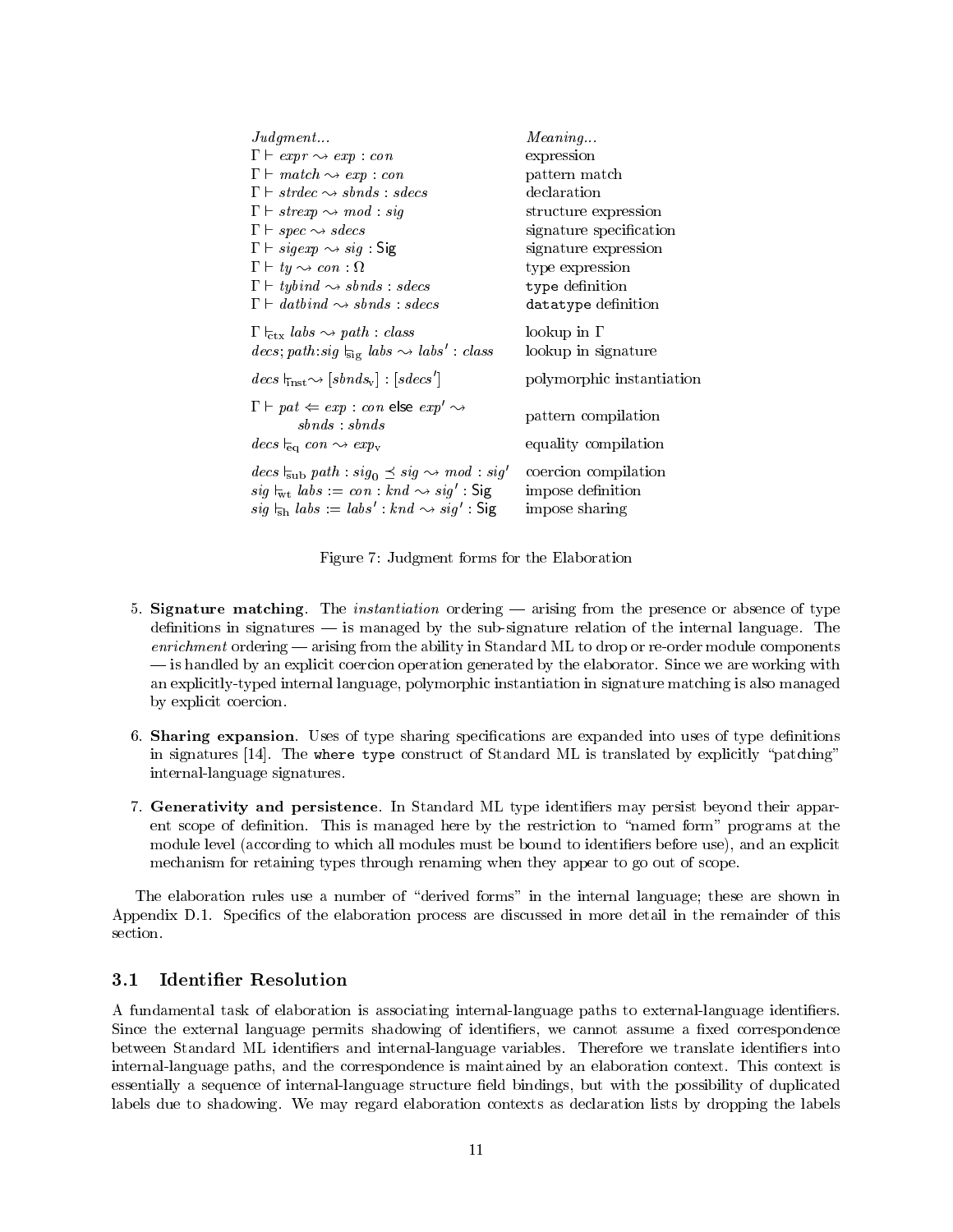| *Judgment...* | *Meaning...* |
|---|---|
| $\Gamma \vdash \mathit{expr} \rightsquigarrow \mathit{exp} : \mathit{con}$ | expression |
| $\Gamma \vdash \mathit{match} \rightsquigarrow \mathit{exp} : \mathit{con}$ | pattern match |
| $\Gamma \vdash \mathit{strdec} \rightsquigarrow \mathit{sbnds} : \mathit{sdecs}$ | declaration |
| $\Gamma \vdash \mathit{strexp} \rightsquigarrow \mathit{mod} : \mathit{sig}$ | structure expression |
| $\Gamma \vdash \mathit{spec} \rightsquigarrow \mathit{sdecs}$ | signature specification |
| $\Gamma \vdash \mathit{sigexp} \rightsquigarrow \mathit{sig} : \mathsf{Sig}$ | signature expression |
| $\Gamma \vdash \mathit{ty} \rightsquigarrow \mathit{con} : \Omega$ | type expression |
| $\Gamma \vdash \mathit{tybind} \rightsquigarrow \mathit{sbnds} : \mathit{sdecs}$ | `type` definition |
| $\Gamma \vdash \mathit{datbind} \rightsquigarrow \mathit{sbnds} : \mathit{sdecs}$ | `datatype` definition |
| $\Gamma \vdash_{\overline{\text{ctx}}} \mathit{labs} \rightsquigarrow \mathit{path} : \mathit{class}$ | lookup in $\Gamma$ |
| $\mathit{decs}; \mathit{path}{:}\mathit{sig} \vdash_{\overline{\text{sig}}} \mathit{labs} \rightsquigarrow \mathit{labs}' : \mathit{class}$ | lookup in signature |
| $\mathit{decs} \vdash_{\overline{\text{inst}}} \rightsquigarrow [\mathit{sbnds}_{\text{v}}] : [\mathit{sdecs}']$ | polymorphic instantiation |
| $\Gamma \vdash \mathit{pat} \Leftarrow \mathit{exp} : \mathit{con}$ else $\mathit{exp}' \rightsquigarrow \mathit{sbnds} : \mathit{sbnds}$ | pattern compilation |
| $\mathit{decs} \vdash_{\overline{\text{eq}}} \mathit{con} \rightsquigarrow \mathit{exp}_{\text{v}}$ | equality compilation |
| $\mathit{decs} \vdash_{\overline{\text{sub}}} \mathit{path} : \mathit{sig}_0 \preceq \mathit{sig} \rightsquigarrow \mathit{mod} : \mathit{sig}'$ | coercion compilation |
| $\mathit{sig} \vdash_{\overline{\text{wt}}} \mathit{labs} := \mathit{con} : \mathit{knd} \rightsquigarrow \mathit{sig}' : \mathsf{Sig}$ | impose definition |
| $\mathit{sig} \vdash_{\overline{\text{sh}}} \mathit{labs} := \mathit{labs}' : \mathit{knd} \rightsquigarrow \mathit{sig}' : \mathsf{Sig}$ | impose sharing |

Figure 7: Judgment forms for the Elaboration

5. **Signature matching**. The *instantiation* ordering — arising from the presence or absence of type definitions in signatures — is managed by the sub-signature relation of the internal language. The *enrichment* ordering — arising from the ability in Standard ML to drop or re-order module components — is handled by an explicit coercion operation generated by the elaborator. Since we are working with an explicitly-typed internal language, polymorphic instantiation in signature matching is also managed by explicit coercion.

6. **Sharing expansion**. Uses of type sharing specifications are expanded into uses of type definitions in signatures [14]. The `where type` construct of Standard ML is translated by explicitly "patching" internal-language signatures.

7. **Generativity and persistence**. In Standard ML type identifiers may persist beyond their apparent scope of definition. This is managed here by the restriction to "named form" programs at the module level (according to which all modules must be bound to identifiers before use), and an explicit mechanism for retaining types through renaming when they appear to go out of scope.

The elaboration rules use a number of "derived forms" in the internal language; these are shown in Appendix D.1. Specifics of the elaboration process are discussed in more detail in the remainder of this section.

## 3.1 Identifier Resolution

A fundamental task of elaboration is associating internal-language paths to external-language identifiers. Since the external language permits shadowing of identifiers, we cannot assume a fixed correspondence between Standard ML identifiers and internal-language variables. Therefore we translate identifiers into internal-language paths, and the correspondence is maintained by an elaboration context. This context is essentially a sequence of internal-language structure field bindings, but with the possibility of duplicated labels due to shadowing. We may regard elaboration contexts as declaration lists by dropping the labels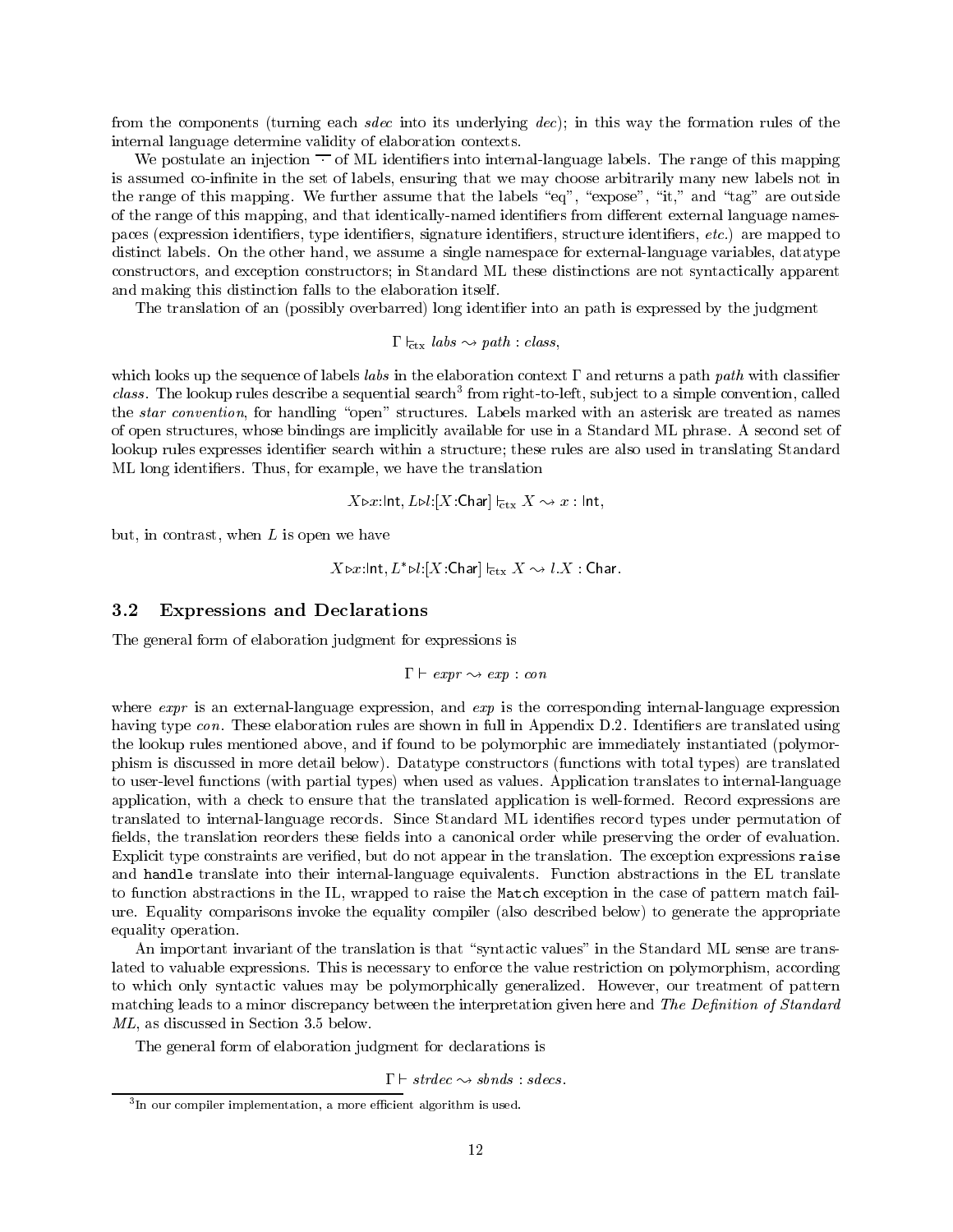from the components (turning each *sdec* into its underlying *dec*); in this way the formation rules of the internal language determine validity of elaboration contexts.

We postulate an injection $\overline{\cdot}$ of ML identifiers into internal-language labels. The range of this mapping is assumed co-infinite in the set of labels, ensuring that we may choose arbitrarily many new labels not in the range of this mapping. We further assume that the labels "eq", "expose", "it," and "tag" are outside of the range of this mapping, and that identically-named identifiers from different external language namespaces (expression identifiers, type identifiers, signature identifiers, structure identifiers, *etc.*) are mapped to distinct labels. On the other hand, we assume a single namespace for external-language variables, datatype constructors, and exception constructors; in Standard ML these distinctions are not syntactically apparent and making this distinction falls to the elaboration itself.

The translation of an (possibly overbarred) long identifier into an path is expressed by the judgment

$$\Gamma \vdash_{\text{ctx}} labs \rightsquigarrow path : class,$$

which looks up the sequence of labels *labs* in the elaboration context $\Gamma$ and returns a path *path* with classifier *class*. The lookup rules describe a sequential search[3] from right-to-left, subject to a simple convention, called the *star convention*, for handling "open" structures. Labels marked with an asterisk are treated as names of open structures, whose bindings are implicitly available for use in a Standard ML phrase. A second set of lookup rules expresses identifier search within a structure; these rules are also used in translating Standard ML long identifiers. Thus, for example, we have the translation

$$X \triangleright x{:}\mathsf{Int}, L \triangleright l{:}[X{:}\mathsf{Char}] \vdash_{\text{ctx}} X \rightsquigarrow x : \mathsf{Int},$$

but, in contrast, when $L$ is open we have

$$X \triangleright x{:}\mathsf{Int}, L^{*} \triangleright l{:}[X{:}\mathsf{Char}] \vdash_{\text{ctx}} X \rightsquigarrow l.X : \mathsf{Char}.$$

### 3.2 Expressions and Declarations

The general form of elaboration judgment for expressions is

$$\Gamma \vdash expr \rightsquigarrow exp : con$$

where *expr* is an external-language expression, and *exp* is the corresponding internal-language expression having type *con*. These elaboration rules are shown in full in Appendix D.2. Identifiers are translated using the lookup rules mentioned above, and if found to be polymorphic are immediately instantiated (polymorphism is discussed in more detail below). Datatype constructors (functions with total types) are translated to user-level functions (with partial types) when used as values. Application translates to internal-language application, with a check to ensure that the translated application is well-formed. Record expressions are translated to internal-language records. Since Standard ML identifies record types under permutation of fields, the translation reorders these fields into a canonical order while preserving the order of evaluation. Explicit type constraints are verified, but do not appear in the translation. The exception expressions `raise` and `handle` translate into their internal-language equivalents. Function abstractions in the EL translate to function abstractions in the IL, wrapped to raise the `Match` exception in the case of pattern match failure. Equality comparisons invoke the equality compiler (also described below) to generate the appropriate equality operation.

An important invariant of the translation is that "syntactic values" in the Standard ML sense are translated to valuable expressions. This is necessary to enforce the value restriction on polymorphism, according to which only syntactic values may be polymorphically generalized. However, our treatment of pattern matching leads to a minor discrepancy between the interpretation given here and *The Definition of Standard ML*, as discussed in Section 3.5 below.

The general form of elaboration judgment for declarations is

$$\Gamma \vdash strdec \rightsquigarrow sbnds : sdecs.$$

[3] In our compiler implementation, a more efficient algorithm is used.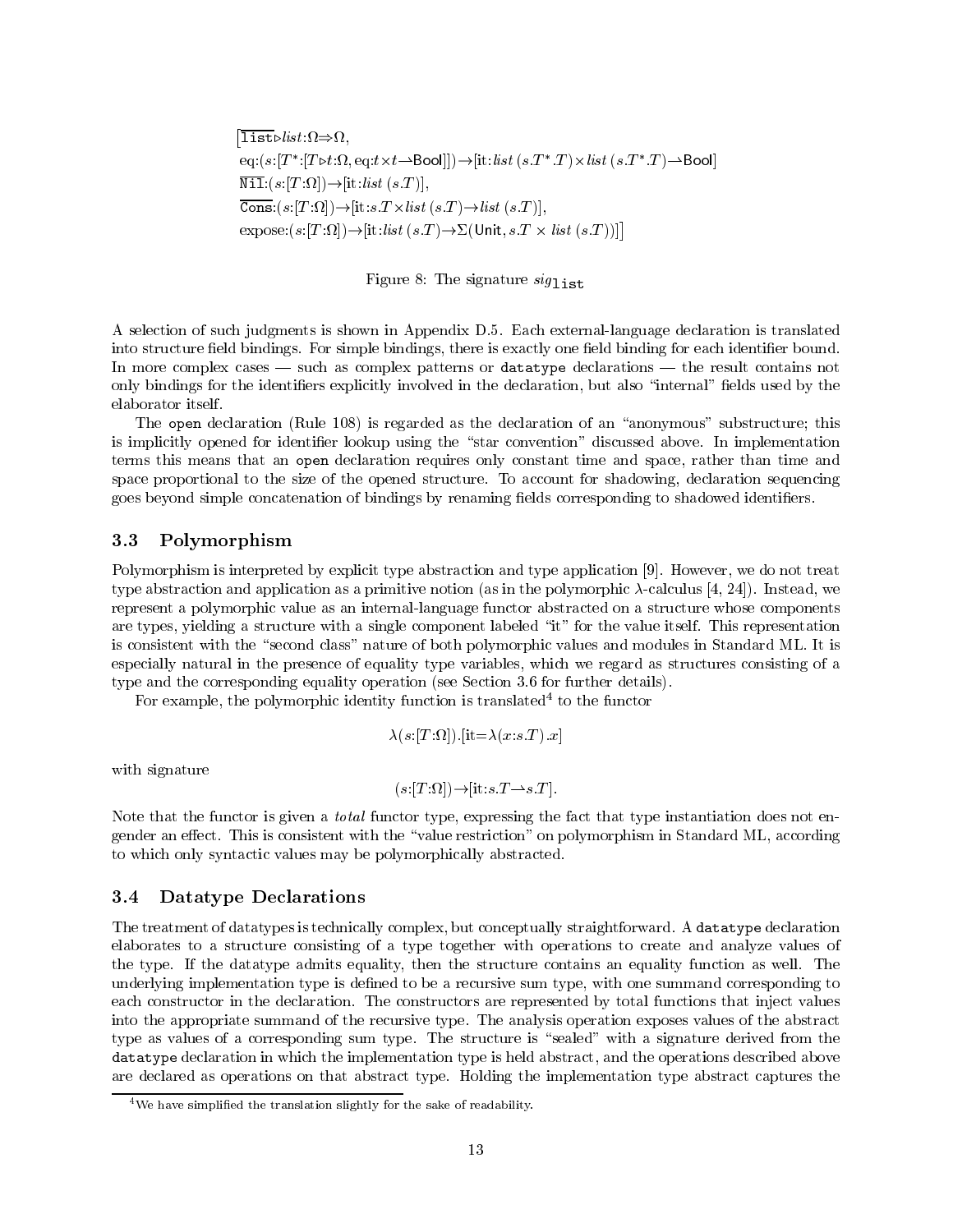$$
\begin{array}{l}
\big[\overline{\texttt{list}} \triangleright list{:}\Omega \Rightarrow \Omega, \\
\text{eq}{:}(s{:}[T^*{:}[T \triangleright t{:}\Omega, \text{eq}{:}t \times t \rightharpoonup \mathsf{Bool}]]) \rightarrow [\text{it}{:}list\,(s.T^*.T) \times list\,(s.T^*.T) \rightharpoonup \mathsf{Bool}] \\
\overline{\texttt{Nil}}{:}(s{:}[T{:}\Omega]) \rightarrow [\text{it}{:}list\,(s.T)], \\
\overline{\texttt{Cons}}{:}(s{:}[T{:}\Omega]) \rightarrow [\text{it}{:}s.T \times list\,(s.T) \rightarrow list\,(s.T)], \\
\text{expose}{:}(s{:}[T{:}\Omega]) \rightarrow [\text{it}{:}list\,(s.T) \rightarrow \Sigma(\mathsf{Unit}, s.T \times list\,(s.T))]\big]
\end{array}
$$

Figure 8: The signature $sig_{\texttt{list}}$

A selection of such judgments is shown in Appendix D.5. Each external-language declaration is translated into structure field bindings. For simple bindings, there is exactly one field binding for each identifier bound. In more complex cases — such as complex patterns or `datatype` declarations — the result contains not only bindings for the identifiers explicitly involved in the declaration, but also "internal" fields used by the elaborator itself.

The `open` declaration (Rule 108) is regarded as the declaration of an "anonymous" substructure; this is implicitly opened for identifier lookup using the "star convention" discussed above. In implementation terms this means that an `open` declaration requires only constant time and space, rather than time and space proportional to the size of the opened structure. To account for shadowing, declaration sequencing goes beyond simple concatenation of bindings by renaming fields corresponding to shadowed identifiers.

## 3.3 Polymorphism

Polymorphism is interpreted by explicit type abstraction and type application [9]. However, we do not treat type abstraction and application as a primitive notion (as in the polymorphic $\lambda$-calculus [4, 24]). Instead, we represent a polymorphic value as an internal-language functor abstracted on a structure whose components are types, yielding a structure with a single component labeled "it" for the value itself. This representation is consistent with the "second class" nature of both polymorphic values and modules in Standard ML. It is especially natural in the presence of equality type variables, which we regard as structures consisting of a type and the corresponding equality operation (see Section 3.6 for further details).

For example, the polymorphic identity function is translated[4] to the functor

$$\lambda(s{:}[T{:}\Omega]).[\text{it}{=}\lambda(x{:}s.T).x]$$

with signature

$$(s{:}[T{:}\Omega]) \rightarrow [\text{it}{:}s.T \rightharpoonup s.T].$$

Note that the functor is given a *total* functor type, expressing the fact that type instantiation does not engender an effect. This is consistent with the "value restriction" on polymorphism in Standard ML, according to which only syntactic values may be polymorphically abstracted.

## 3.4 Datatype Declarations

The treatment of datatypes is technically complex, but conceptually straightforward. A `datatype` declaration elaborates to a structure consisting of a type together with operations to create and analyze values of the type. If the datatype admits equality, then the structure contains an equality function as well. The underlying implementation type is defined to be a recursive sum type, with one summand corresponding to each constructor in the declaration. The constructors are represented by total functions that inject values into the appropriate summand of the recursive type. The analysis operation exposes values of the abstract type as values of a corresponding sum type. The structure is "sealed" with a signature derived from the `datatype` declaration in which the implementation type is held abstract, and the operations described above are declared as operations on that abstract type. Holding the implementation type abstract captures the

[4] We have simplified the translation slightly for the sake of readability.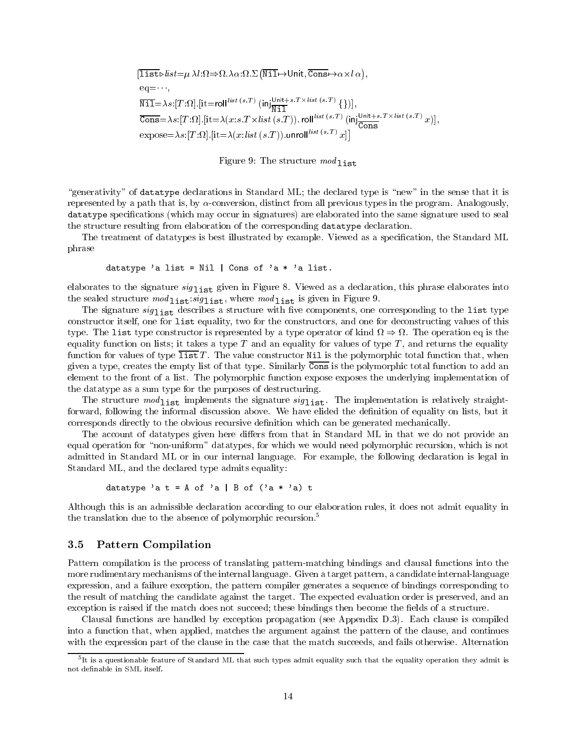$$
\begin{aligned}
&[\overline{\texttt{list}} \triangleright list = \mu\, \lambda l{:}\Omega{\Rightarrow}\Omega.\lambda\alpha{:}\Omega.\Sigma\left(\overline{\texttt{Nil}}{\mapsto}\mathsf{Unit}, \overline{\texttt{Cons}}{\mapsto}\alpha{\times}l\;\alpha\right),\\
&\;\mathrm{eq}{=}\cdots,\\
&\;\overline{\texttt{Nil}}{=}\lambda s{:}[T{:}\Omega].[\mathrm{it}{=}\mathsf{roll}^{list\;(s.T)}\;(\mathsf{inj}^{\mathsf{Unit}+s.T\times list\;(s.T)}_{\overline{\texttt{Nil}}}\;\{\})],\\
&\;\overline{\texttt{Cons}}{=}\lambda s{:}[T{:}\Omega].[\mathrm{it}{=}\lambda(x{:}s.T\times list\;(s.T)).\;\mathsf{roll}^{list\;(s.T)}\;(\mathsf{inj}^{\mathsf{Unit}+s.T\times list\;(s.T)}_{\overline{\texttt{Cons}}}\;x)],\\
&\;\mathrm{expose}{=}\lambda s{:}[T{:}\Omega].[\mathrm{it}{=}\lambda(x{:}list\;(s.T)).\mathsf{unroll}^{list\;(s.T)}\;x]]
\end{aligned}
$$

Figure 9: The structure $mod_{\texttt{list}}$

"generativity" of `datatype` declarations in Standard ML; the declared type is "new" in the sense that it is represented by a path that is, by $\alpha$-conversion, distinct from all previous types in the program. Analogously, `datatype` specifications (which may occur in signatures) are elaborated into the same signature used to seal the structure resulting from elaboration of the corresponding `datatype` declaration.

The treatment of datatypes is best illustrated by example. Viewed as a specification, the Standard ML phrase

```
datatype 'a list = Nil | Cons of 'a * 'a list.
```

elaborates to the signature $sig_{\texttt{list}}$ given in Figure 8. Viewed as a declaration, this phrase elaborates into the sealed structure $mod_{\texttt{list}}{:}sig_{\texttt{list}}$, where $mod_{\texttt{list}}$ is given in Figure 9.

The signature $sig_{\texttt{list}}$ describes a structure with five components, one corresponding to the `list` type constructor itself, one for `list` equality, two for the constructors, and one for deconstructing values of this type. The `list` type constructor is represented by a type operator of kind $\Omega \Rightarrow \Omega$. The operation eq is the equality function on lists; it takes a type $T$ and an equality for values of type $T$, and returns the equality function for values of type $\overline{\texttt{list}}\,T$. The value constructor `Nil` is the polymorphic total function that, when given a type, creates the empty list of that type. Similarly $\overline{\texttt{Cons}}$ is the polymorphic total function to add an element to the front of a list. The polymorphic function expose exposes the underlying implementation of the datatype as a sum type for the purposes of destructuring.

The structure $mod_{\texttt{list}}$ implements the signature $sig_{\texttt{list}}$. The implementation is relatively straightforward, following the informal discussion above. We have elided the definition of equality on lists, but it corresponds directly to the obvious recursive definition which can be generated mechanically.

The account of datatypes given here differs from that in Standard ML in that we do not provide an equal operation for "non-uniform" datatypes, for which we would need polymorphic recursion, which is not admitted in Standard ML or in our internal language. For example, the following declaration is legal in Standard ML, and the declared type admits equality:

```
datatype 'a t = A of 'a | B of ('a * 'a) t
```

Although this is an admissible declaration according to our elaboration rules, it does not admit equality in the translation due to the absence of polymorphic recursion.[5]

### 3.5 Pattern Compilation

Pattern compilation is the process of translating pattern-matching bindings and clausal functions into the more rudimentary mechanisms of the internal language. Given a target pattern, a candidate internal-language expression, and a failure exception, the pattern compiler generates a sequence of bindings corresponding to the result of matching the candidate against the target. The expected evaluation order is preserved, and an exception is raised if the match does not succeed; these bindings then become the fields of a structure.

Clausal functions are handled by exception propagation (see Appendix D.3). Each clause is compiled into a function that, when applied, matches the argument against the pattern of the clause, and continues with the expression part of the clause in the case that the match succeeds, and fails otherwise. Alternation

[5] It is a questionable feature of Standard ML that such types admit equality such that the equality operation they admit is not definable in SML itself.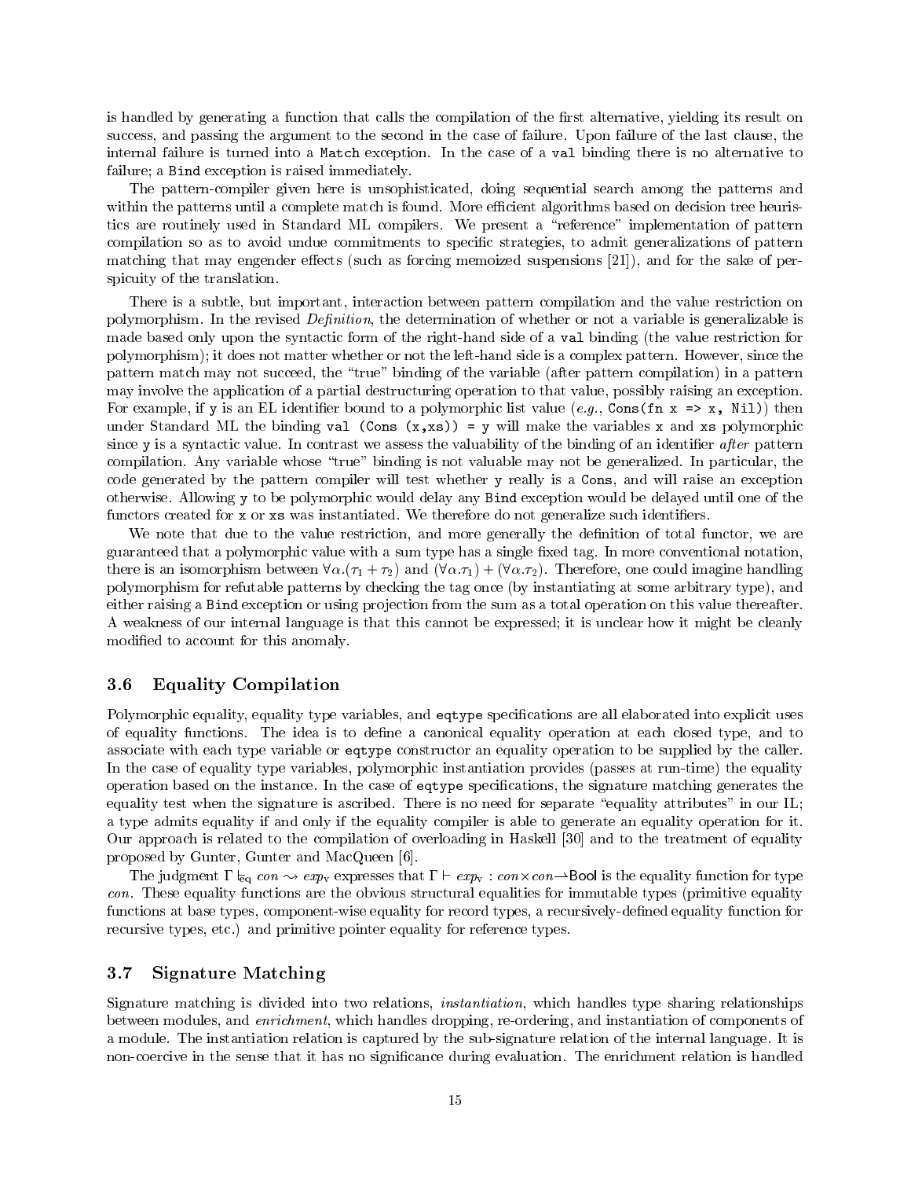is handled by generating a function that calls the compilation of the first alternative, yielding its result on success, and passing the argument to the second in the case of failure. Upon failure of the last clause, the internal failure is turned into a `Match` exception. In the case of a `val` binding there is no alternative to failure; a `Bind` exception is raised immediately.

The pattern-compiler given here is unsophisticated, doing sequential search among the patterns and within the patterns until a complete match is found. More efficient algorithms based on decision tree heuristics are routinely used in Standard ML compilers. We present a "reference" implementation of pattern compilation so as to avoid undue commitments to specific strategies, to admit generalizations of pattern matching that may engender effects (such as forcing memoized suspensions [21]), and for the sake of perspicuity of the translation.

There is a subtle, but important, interaction between pattern compilation and the value restriction on polymorphism. In the revised *Definition*, the determination of whether or not a variable is generalizable is made based only upon the syntactic form of the right-hand side of a `val` binding (the value restriction for polymorphism); it does not matter whether or not the left-hand side is a complex pattern. However, since the pattern match may not succeed, the "true" binding of the variable (after pattern compilation) in a pattern may involve the application of a partial destructuring operation to that value, possibly raising an exception. For example, if `y` is an EL identifier bound to a polymorphic list value (*e.g.*, `Cons(fn x => x, Nil)`) then under Standard ML the binding `val (Cons (x,xs)) = y` will make the variables `x` and `xs` polymorphic since `y` is a syntactic value. In contrast we assess the valuability of the binding of an identifier *after* pattern compilation. Any variable whose "true" binding is not valuable may not be generalized. In particular, the code generated by the pattern compiler will test whether `y` really is a `Cons`, and will raise an exception otherwise. Allowing `y` to be polymorphic would delay any `Bind` exception would be delayed until one of the functors created for `x` or `xs` was instantiated. We therefore do not generalize such identifiers.

We note that due to the value restriction, and more generally the definition of total functor, we are guaranteed that a polymorphic value with a sum type has a single fixed tag. In more conventional notation, there is an isomorphism between $\forall\alpha.(\tau_1 + \tau_2)$ and $(\forall\alpha.\tau_1) + (\forall\alpha.\tau_2)$. Therefore, one could imagine handling polymorphism for refutable patterns by checking the tag once (by instantiating at some arbitrary type), and either raising a `Bind` exception or using projection from the sum as a total operation on this value thereafter. A weakness of our internal language is that this cannot be expressed; it is unclear how it might be cleanly modified to account for this anomaly.

### 3.6 Equality Compilation

Polymorphic equality, equality type variables, and `eqtype` specifications are all elaborated into explicit uses of equality functions. The idea is to define a canonical equality operation at each closed type, and to associate with each type variable or `eqtype` constructor an equality operation to be supplied by the caller. In the case of equality type variables, polymorphic instantiation provides (passes at run-time) the equality operation based on the instance. In the case of `eqtype` specifications, the signature matching generates the equality test when the signature is ascribed. There is no need for separate "equality attributes" in our IL; a type admits equality if and only if the equality compiler is able to generate an equality operation for it. Our approach is related to the compilation of overloading in Haskell [30] and to the treatment of equality proposed by Gunter, Gunter and MacQueen [6].

The judgment $\Gamma \models_{\mathrm{eq}} \mathit{con} \rightsquigarrow \mathit{exp}_{\mathrm{v}}$ expresses that $\Gamma \vdash \mathit{exp}_{\mathrm{v}} : \mathit{con} \times \mathit{con} \rightharpoonup \mathsf{Bool}$ is the equality function for type *con*. These equality functions are the obvious structural equalities for immutable types (primitive equality functions at base types, component-wise equality for record types, a recursively-defined equality function for recursive types, etc.) and primitive pointer equality for reference types.

### 3.7 Signature Matching

Signature matching is divided into two relations, *instantiation*, which handles type sharing relationships between modules, and *enrichment*, which handles dropping, re-ordering, and instantiation of components of a module. The instantiation relation is captured by the sub-signature relation of the internal language. It is non-coercive in the sense that it has no significance during evaluation. The enrichment relation is handled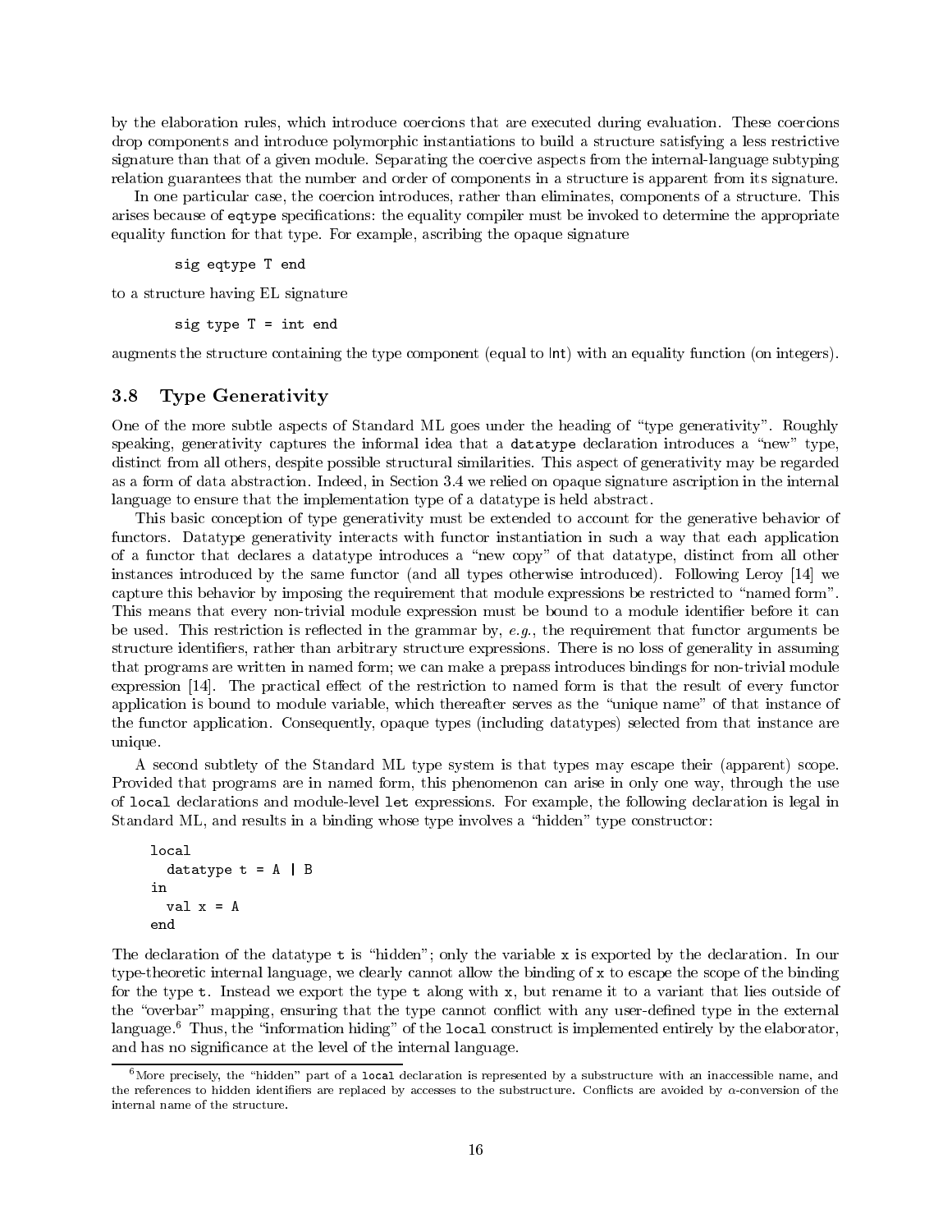by the elaboration rules, which introduce coercions that are executed during evaluation. These coercions drop components and introduce polymorphic instantiations to build a structure satisfying a less restrictive signature than that of a given module. Separating the coercive aspects from the internal-language subtyping relation guarantees that the number and order of components in a structure is apparent from its signature.

In one particular case, the coercion introduces, rather than eliminates, components of a structure. This arises because of `eqtype` specifications: the equality compiler must be invoked to determine the appropriate equality function for that type. For example, ascribing the opaque signature

```
sig eqtype T end
```

to a structure having EL signature

```
sig type T = int end
```

augments the structure containing the type component (equal to Int) with an equality function (on integers).

### 3.8 Type Generativity

One of the more subtle aspects of Standard ML goes under the heading of "type generativity". Roughly speaking, generativity captures the informal idea that a `datatype` declaration introduces a "new" type, distinct from all others, despite possible structural similarities. This aspect of generativity may be regarded as a form of data abstraction. Indeed, in Section 3.4 we relied on opaque signature ascription in the internal language to ensure that the implementation type of a datatype is held abstract.

This basic conception of type generativity must be extended to account for the generative behavior of functors. Datatype generativity interacts with functor instantiation in such a way that each application of a functor that declares a datatype introduces a "new copy" of that datatype, distinct from all other instances introduced by the same functor (and all types otherwise introduced). Following Leroy [14] we capture this behavior by imposing the requirement that module expressions be restricted to "named form". This means that every non-trivial module expression must be bound to a module identifier before it can be used. This restriction is reflected in the grammar by, *e.g.*, the requirement that functor arguments be structure identifiers, rather than arbitrary structure expressions. There is no loss of generality in assuming that programs are written in named form; we can make a prepass introduces bindings for non-trivial module expression [14]. The practical effect of the restriction to named form is that the result of every functor application is bound to module variable, which thereafter serves as the "unique name" of that instance of the functor application. Consequently, opaque types (including datatypes) selected from that instance are unique.

A second subtlety of the Standard ML type system is that types may escape their (apparent) scope. Provided that programs are in named form, this phenomenon can arise in only one way, through the use of `local` declarations and module-level `let` expressions. For example, the following declaration is legal in Standard ML, and results in a binding whose type involves a "hidden" type constructor:

```
local
  datatype t = A | B
in
  val x = A
end
```

The declaration of the datatype `t` is "hidden"; only the variable `x` is exported by the declaration. In our type-theoretic internal language, we clearly cannot allow the binding of `x` to escape the scope of the binding for the type `t`. Instead we export the type `t` along with `x`, but rename it to a variant that lies outside of the "overbar" mapping, ensuring that the type cannot conflict with any user-defined type in the external language.[6] Thus, the "information hiding" of the `local` construct is implemented entirely by the elaborator, and has no significance at the level of the internal language.

[6] More precisely, the "hidden" part of a `local` declaration is represented by a substructure with an inaccessible name, and the references to hidden identifiers are replaced by accesses to the substructure. Conflicts are avoided by $\alpha$-conversion of the internal name of the structure.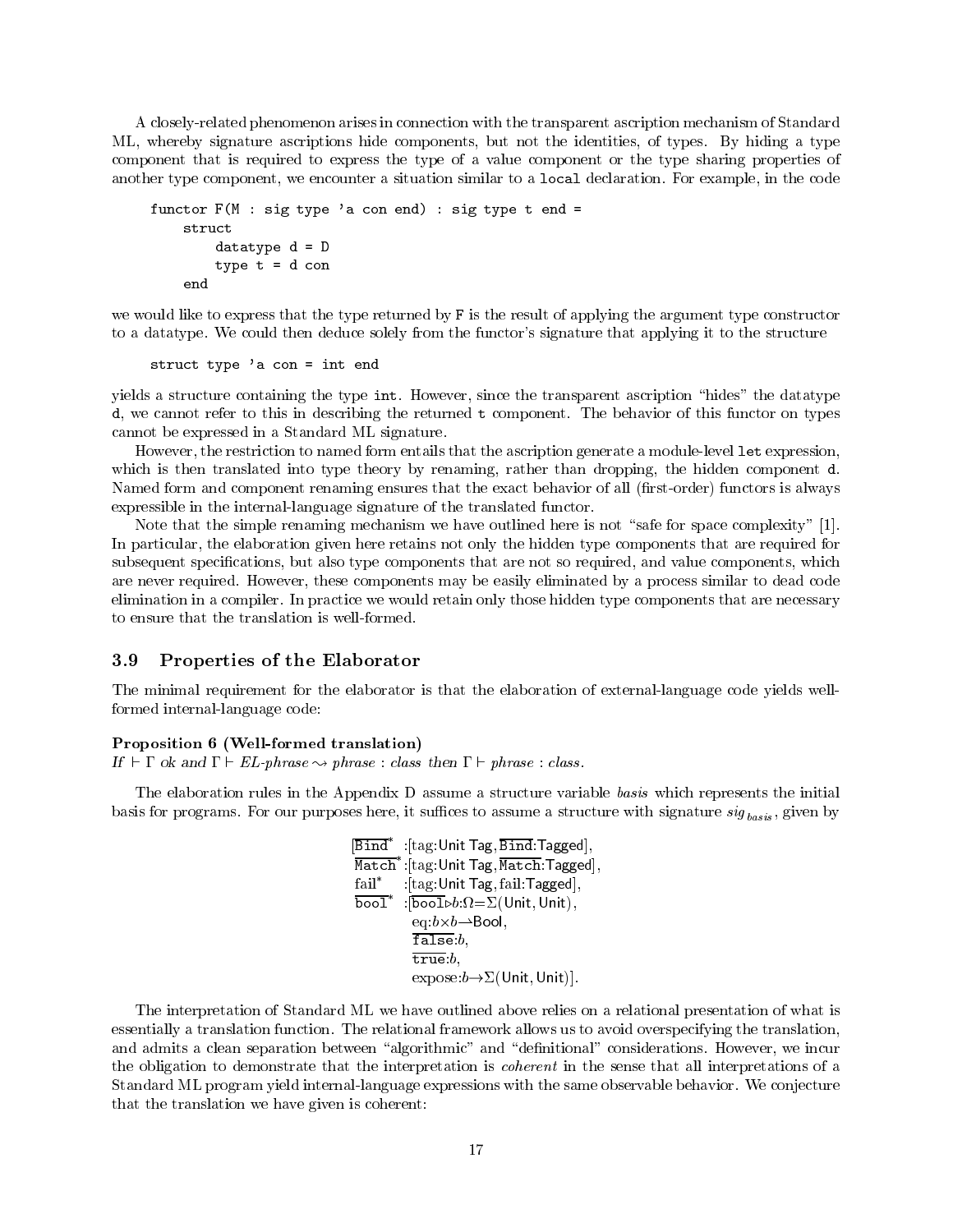A closely-related phenomenon arises in connection with the transparent ascription mechanism of Standard ML, whereby signature ascriptions hide components, but not the identities, of types. By hiding a type component that is required to express the type of a value component or the type sharing properties of another type component, we encounter a situation similar to a `local` declaration. For example, in the code

```
functor F(M : sig type 'a con end) : sig type t end =
    struct
        datatype d = D
        type t = d con
    end
```

we would like to express that the type returned by `F` is the result of applying the argument type constructor to a datatype. We could then deduce solely from the functor's signature that applying it to the structure

```
struct type 'a con = int end
```

yields a structure containing the type `int`. However, since the transparent ascription "hides" the datatype `d`, we cannot refer to this in describing the returned `t` component. The behavior of this functor on types cannot be expressed in a Standard ML signature.

However, the restriction to named form entails that the ascription generate a module-level `let` expression, which is then translated into type theory by renaming, rather than dropping, the hidden component `d`. Named form and component renaming ensures that the exact behavior of all (first-order) functors is always expressible in the internal-language signature of the translated functor.

Note that the simple renaming mechanism we have outlined here is not "safe for space complexity" [1]. In particular, the elaboration given here retains not only the hidden type components that are required for subsequent specifications, but also type components that are not so required, and value components, which are never required. However, these components may be easily eliminated by a process similar to dead code elimination in a compiler. In practice we would retain only those hidden type components that are necessary to ensure that the translation is well-formed.

### 3.9 Properties of the Elaborator

The minimal requirement for the elaborator is that the elaboration of external-language code yields well-formed internal-language code:

**Proposition 6 (Well-formed translation)**
*If* $\vdash \Gamma$ *ok and* $\Gamma \vdash$ *EL-phrase* $\rightsquigarrow$ *phrase* : *class then* $\Gamma \vdash$ *phrase* : *class.*

The elaboration rules in the Appendix D assume a structure variable *basis* which represents the initial basis for programs. For our purposes here, it suffices to assume a structure with signature $sig_{basis}$, given by

$$
\begin{array}{ll}
[\overline{\texttt{Bind}}^{*} & :[\text{tag}:\mathsf{Unit\ Tag}, \overline{\texttt{Bind}}:\mathsf{Tagged}],\\
\overline{\texttt{Match}}^{*} & :[\text{tag}:\mathsf{Unit\ Tag}, \overline{\texttt{Match}}:\mathsf{Tagged}],\\
\text{fail}^{*} & :[\text{tag}:\mathsf{Unit\ Tag}, \text{fail}:\mathsf{Tagged}],\\
\overline{\texttt{bool}}^{*} & :[\overline{\texttt{bool}}\triangleright b{:}\Omega{=}\Sigma(\mathsf{Unit},\mathsf{Unit}),\\
& \quad \text{eq}:b\times b\rightharpoonup \mathsf{Bool},\\
& \quad \overline{\texttt{false}}:b,\\
& \quad \overline{\texttt{true}}:b,\\
& \quad \text{expose}:b\rightarrow\Sigma(\mathsf{Unit},\mathsf{Unit})].
\end{array}
$$

The interpretation of Standard ML we have outlined above relies on a relational presentation of what is essentially a translation function. The relational framework allows us to avoid overspecifying the translation, and admits a clean separation between "algorithmic" and "definitional" considerations. However, we incur the obligation to demonstrate that the interpretation is *coherent* in the sense that all interpretations of a Standard ML program yield internal-language expressions with the same observable behavior. We conjecture that the translation we have given is coherent: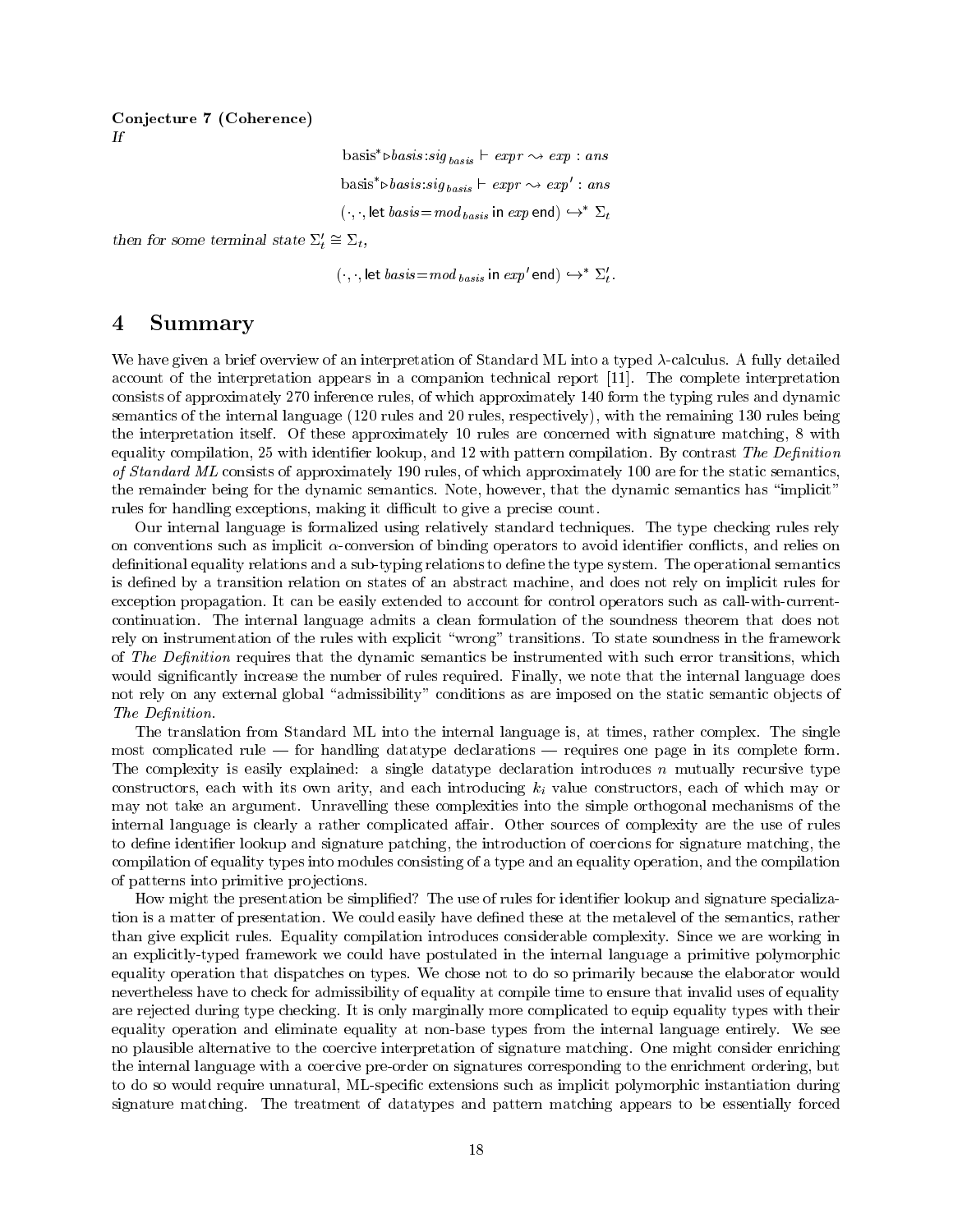**Conjecture 7 (Coherence)**
*If*

$$\text{basis}^* \triangleright \mathit{basis}{:}\mathit{sig}_{\mathit{basis}} \vdash \mathit{expr} \rightsquigarrow \mathit{exp} : \mathit{ans}$$

$$\text{basis}^* \triangleright \mathit{basis}{:}\mathit{sig}_{\mathit{basis}} \vdash \mathit{expr} \rightsquigarrow \mathit{exp}' : \mathit{ans}$$

$$(\cdot, \cdot, \mathsf{let}\ \mathit{basis}{=}\mathit{mod}_{\mathit{basis}}\ \mathsf{in}\ \mathit{exp}\ \mathsf{end}) \hookrightarrow^* \Sigma_t$$

*then for some terminal state* $\Sigma_t' \cong \Sigma_t$,

$$(\cdot, \cdot, \mathsf{let}\ \mathit{basis}{=}\mathit{mod}_{\mathit{basis}}\ \mathsf{in}\ \mathit{exp}'\ \mathsf{end}) \hookrightarrow^* \Sigma_t'.$$

# 4 Summary

We have given a brief overview of an interpretation of Standard ML into a typed $\lambda$-calculus. A fully detailed account of the interpretation appears in a companion technical report [11]. The complete interpretation consists of approximately 270 inference rules, of which approximately 140 form the typing rules and dynamic semantics of the internal language (120 rules and 20 rules, respectively), with the remaining 130 rules being the interpretation itself. Of these approximately 10 rules are concerned with signature matching, 8 with equality compilation, 25 with identifier lookup, and 12 with pattern compilation. By contrast *The Definition of Standard ML* consists of approximately 190 rules, of which approximately 100 are for the static semantics, the remainder being for the dynamic semantics. Note, however, that the dynamic semantics has "implicit" rules for handling exceptions, making it difficult to give a precise count.

Our internal language is formalized using relatively standard techniques. The type checking rules rely on conventions such as implicit $\alpha$-conversion of binding operators to avoid identifier conflicts, and relies on definitional equality relations and a sub-typing relations to define the type system. The operational semantics is defined by a transition relation on states of an abstract machine, and does not rely on implicit rules for exception propagation. It can be easily extended to account for control operators such as call-with-current-continuation. The internal language admits a clean formulation of the soundness theorem that does not rely on instrumentation of the rules with explicit "wrong" transitions. To state soundness in the framework of *The Definition* requires that the dynamic semantics be instrumented with such error transitions, which would significantly increase the number of rules required. Finally, we note that the internal language does not rely on any external global "admissibility" conditions as are imposed on the static semantic objects of *The Definition*.

The translation from Standard ML into the internal language is, at times, rather complex. The single most complicated rule — for handling datatype declarations — requires one page in its complete form. The complexity is easily explained: a single datatype declaration introduces $n$ mutually recursive type constructors, each with its own arity, and each introducing $k_i$ value constructors, each of which may or may not take an argument. Unravelling these complexities into the simple orthogonal mechanisms of the internal language is clearly a rather complicated affair. Other sources of complexity are the use of rules to define identifier lookup and signature patching, the introduction of coercions for signature matching, the compilation of equality types into modules consisting of a type and an equality operation, and the compilation of patterns into primitive projections.

How might the presentation be simplified? The use of rules for identifier lookup and signature specialization is a matter of presentation. We could easily have defined these at the metalevel of the semantics, rather than give explicit rules. Equality compilation introduces considerable complexity. Since we are working in an explicitly-typed framework we could have postulated in the internal language a primitive polymorphic equality operation that dispatches on types. We chose not to do so primarily because the elaborator would nevertheless have to check for admissibility of equality at compile time to ensure that invalid uses of equality are rejected during type checking. It is only marginally more complicated to equip equality types with their equality operation and eliminate equality at non-base types from the internal language entirely. We see no plausible alternative to the coercive interpretation of signature matching. One might consider enriching the internal language with a coercive pre-order on signatures corresponding to the enrichment ordering, but to do so would require unnatural, ML-specific extensions such as implicit polymorphic instantiation during signature matching. The treatment of datatypes and pattern matching appears to be essentially forced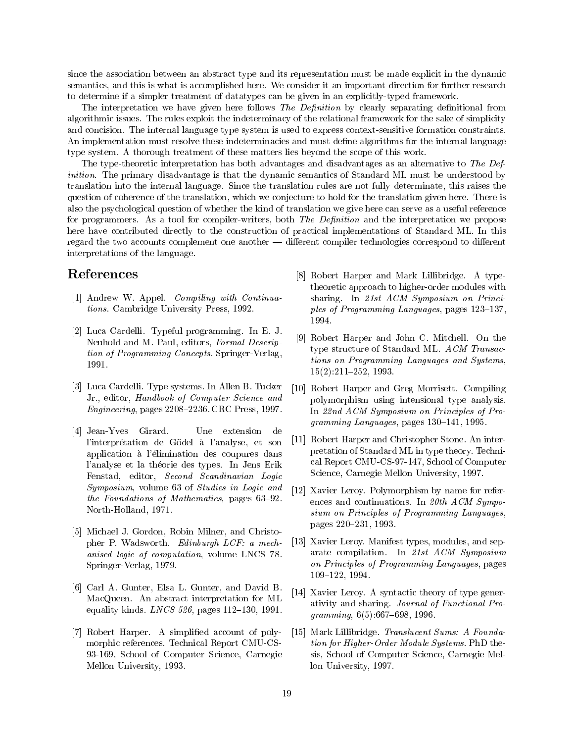since the association between an abstract type and its representation must be made explicit in the dynamic semantics, and this is what is accomplished here. We consider it an important direction for further research to determine if a simpler treatment of datatypes can be given in an explicitly-typed framework.

The interpretation we have given here follows *The Definition* by clearly separating definitional from algorithmic issues. The rules exploit the indeterminacy of the relational framework for the sake of simplicity and concision. The internal language type system is used to express context-sensitive formation constraints. An implementation must resolve these indeterminacies and must define algorithms for the internal language type system. A thorough treatment of these matters lies beyond the scope of this work.

The type-theoretic interpretation has both advantages and disadvantages as an alternative to *The Definition*. The primary disadvantage is that the dynamic semantics of Standard ML must be understood by translation into the internal language. Since the translation rules are not fully determinate, this raises the question of coherence of the translation, which we conjecture to hold for the translation given here. There is also the psychological question of whether the kind of translation we give here can serve as a useful reference for programmers. As a tool for compiler-writers, both *The Definition* and the interpretation we propose here have contributed directly to the construction of practical implementations of Standard ML. In this regard the two accounts complement one another — different compiler technologies correspond to different interpretations of the language.

# References

[1] Andrew W. Appel. *Compiling with Continuations*. Cambridge University Press, 1992.

[2] Luca Cardelli. Typeful programming. In E. J. Neuhold and M. Paul, editors, *Formal Description of Programming Concepts*. Springer-Verlag, 1991.

[3] Luca Cardelli. Type systems. In Allen B. Tucker Jr., editor, *Handbook of Computer Science and Engineering*, pages 2208–2236. CRC Press, 1997.

[4] Jean-Yves Girard. Une extension de l'interprétation de Gödel à l'analyse, et son application à l'élimination des coupures dans l'analyse et la théorie des types. In Jens Erik Fenstad, editor, *Second Scandinavian Logic Symposium*, volume 63 of *Studies in Logic and the Foundations of Mathematics*, pages 63–92. North-Holland, 1971.

[5] Michael J. Gordon, Robin Milner, and Christopher P. Wadsworth. *Edinburgh LCF: a mechanised logic of computation*, volume LNCS 78. Springer-Verlag, 1979.

[6] Carl A. Gunter, Elsa L. Gunter, and David B. MacQueen. An abstract interpretation for ML equality kinds. *LNCS 526*, pages 112–130, 1991.

[7] Robert Harper. A simplified account of polymorphic references. Technical Report CMU-CS-93-169, School of Computer Science, Carnegie Mellon University, 1993.

[8] Robert Harper and Mark Lillibridge. A type-theoretic approach to higher-order modules with sharing. In *21st ACM Symposium on Principles of Programming Languages*, pages 123–137, 1994.

[9] Robert Harper and John C. Mitchell. On the type structure of Standard ML. *ACM Transactions on Programming Languages and Systems*, 15(2):211–252, 1993.

[10] Robert Harper and Greg Morrisett. Compiling polymorphism using intensional type analysis. In *22nd ACM Symposium on Principles of Programming Languages*, pages 130–141, 1995.

[11] Robert Harper and Christopher Stone. An interpretation of Standard ML in type theory. Technical Report CMU-CS-97-147, School of Computer Science, Carnegie Mellon University, 1997.

[12] Xavier Leroy. Polymorphism by name for references and continuations. In *20th ACM Symposium on Principles of Programming Languages*, pages 220–231, 1993.

[13] Xavier Leroy. Manifest types, modules, and separate compilation. In *21st ACM Symposium on Principles of Programming Languages*, pages 109–122, 1994.

[14] Xavier Leroy. A syntactic theory of type generativity and sharing. *Journal of Functional Programming*, 6(5):667–698, 1996.

[15] Mark Lillibridge. *Translucent Sums: A Foundation for Higher-Order Module Systems*. PhD thesis, School of Computer Science, Carnegie Mellon University, 1997.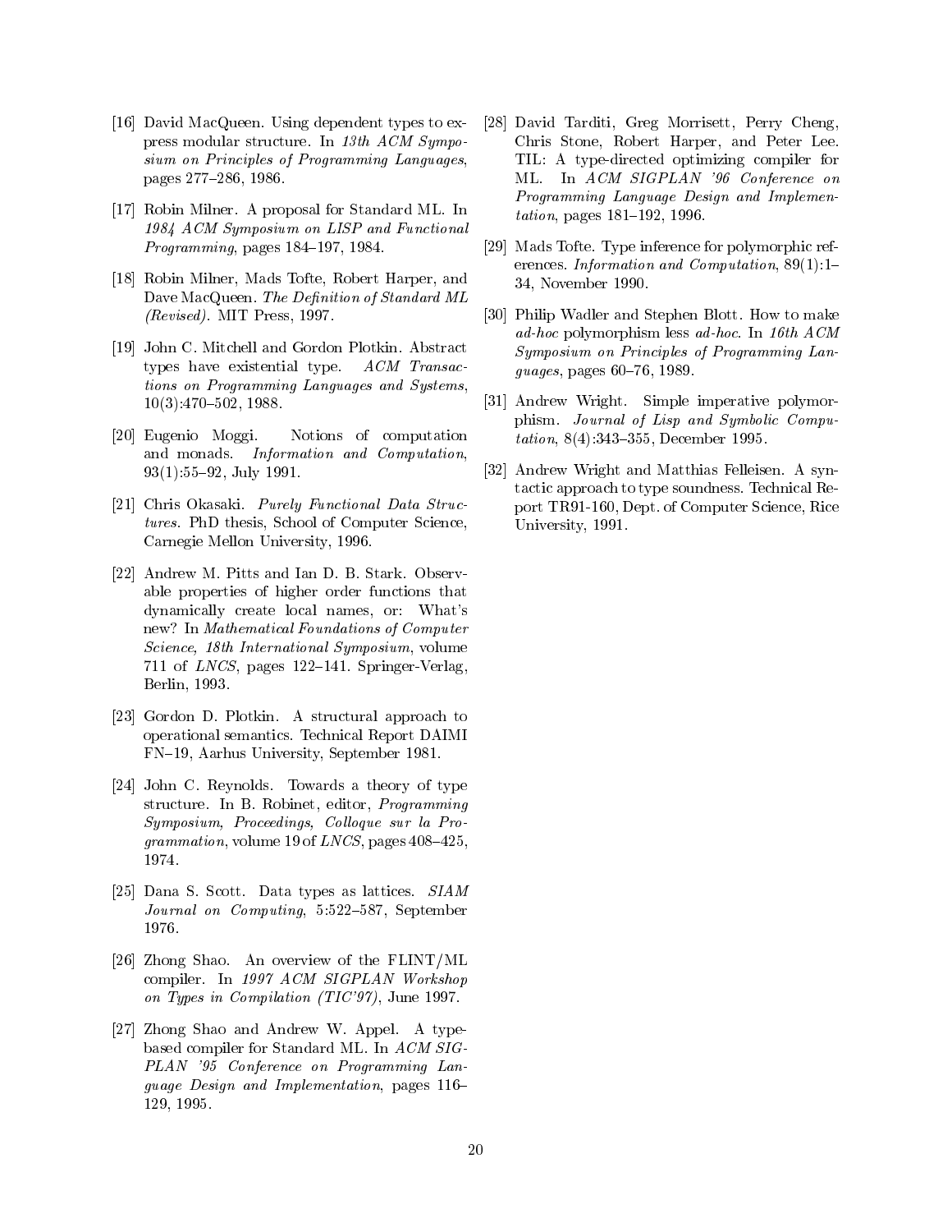[16] David MacQueen. Using dependent types to express modular structure. In *13th ACM Symposium on Principles of Programming Languages*, pages 277–286, 1986.

[17] Robin Milner. A proposal for Standard ML. In *1984 ACM Symposium on LISP and Functional Programming*, pages 184–197, 1984.

[18] Robin Milner, Mads Tofte, Robert Harper, and Dave MacQueen. *The Definition of Standard ML (Revised)*. MIT Press, 1997.

[19] John C. Mitchell and Gordon Plotkin. Abstract types have existential type. *ACM Transactions on Programming Languages and Systems*, 10(3):470–502, 1988.

[20] Eugenio Moggi. Notions of computation and monads. *Information and Computation*, 93(1):55–92, July 1991.

[21] Chris Okasaki. *Purely Functional Data Structures*. PhD thesis, School of Computer Science, Carnegie Mellon University, 1996.

[22] Andrew M. Pitts and Ian D. B. Stark. Observable properties of higher order functions that dynamically create local names, or: What's new? In *Mathematical Foundations of Computer Science, 18th International Symposium*, volume 711 of *LNCS*, pages 122–141. Springer-Verlag, Berlin, 1993.

[23] Gordon D. Plotkin. A structural approach to operational semantics. Technical Report DAIMI FN–19, Aarhus University, September 1981.

[24] John C. Reynolds. Towards a theory of type structure. In B. Robinet, editor, *Programming Symposium, Proceedings, Colloque sur la Programmation*, volume 19 of *LNCS*, pages 408–425, 1974.

[25] Dana S. Scott. Data types as lattices. *SIAM Journal on Computing*, 5:522–587, September 1976.

[26] Zhong Shao. An overview of the FLINT/ML compiler. In *1997 ACM SIGPLAN Workshop on Types in Compilation (TIC'97)*, June 1997.

[27] Zhong Shao and Andrew W. Appel. A type-based compiler for Standard ML. In *ACM SIGPLAN '95 Conference on Programming Language Design and Implementation*, pages 116–129, 1995.

[28] David Tarditi, Greg Morrisett, Perry Cheng, Chris Stone, Robert Harper, and Peter Lee. TIL: A type-directed optimizing compiler for ML. In *ACM SIGPLAN '96 Conference on Programming Language Design and Implementation*, pages 181–192, 1996.

[29] Mads Tofte. Type inference for polymorphic references. *Information and Computation*, 89(1):1–34, November 1990.

[30] Philip Wadler and Stephen Blott. How to make *ad-hoc* polymorphism less *ad-hoc*. In *16th ACM Symposium on Principles of Programming Languages*, pages 60–76, 1989.

[31] Andrew Wright. Simple imperative polymorphism. *Journal of Lisp and Symbolic Computation*, 8(4):343–355, December 1995.

[32] Andrew Wright and Matthias Felleisen. A syntactic approach to type soundness. Technical Report TR91-160, Dept. of Computer Science, Rice University, 1991.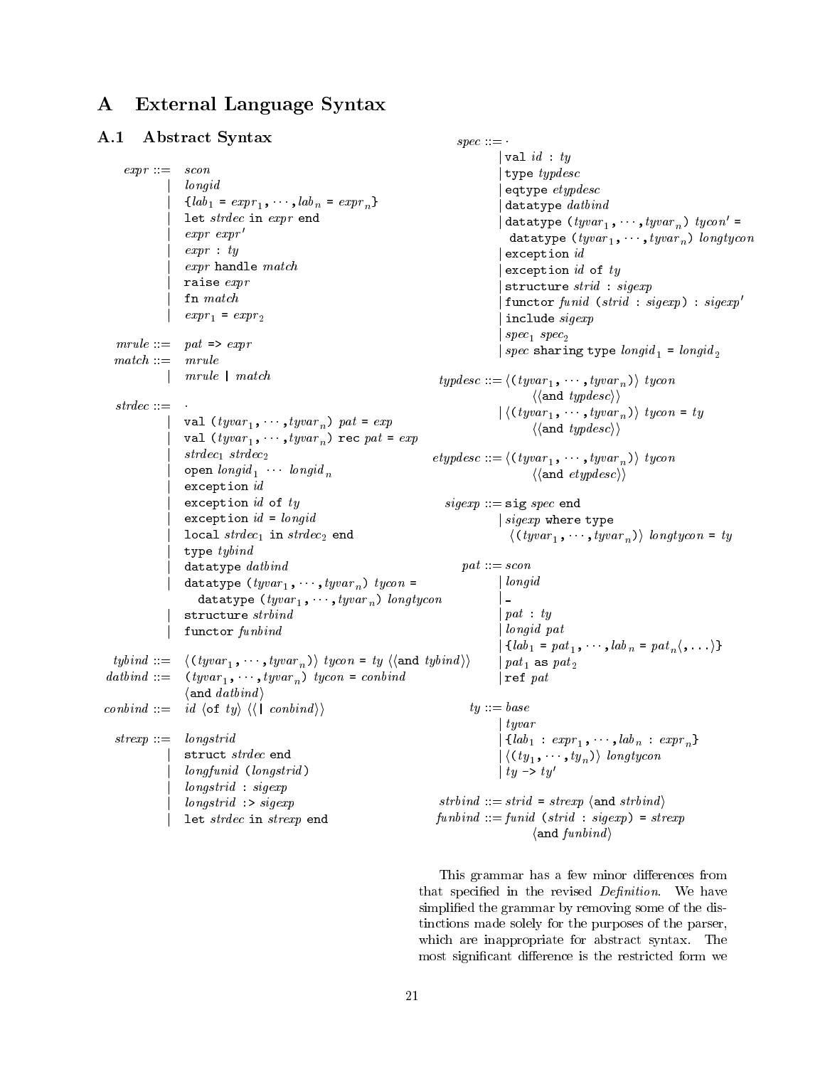# A External Language Syntax

## A.1 Abstract Syntax

```
expr ::= scon
       | longid
       | {lab_1 = expr_1, ..., lab_n = expr_n}
       | let strdec in expr end
       | expr expr'
       | expr : ty
       | expr handle match
       | raise expr
       | fn match
       | expr_1 = expr_2

mrule ::= pat => expr
match ::= mrule
        | mrule | match

strdec ::= ·
         | val (tyvar_1, ..., tyvar_n) pat = exp
         | val (tyvar_1, ..., tyvar_n) rec pat = exp
         | strdec_1 strdec_2
         | open longid_1 ... longid_n
         | exception id
         | exception id of ty
         | exception id = longid
         | local strdec_1 in strdec_2 end
         | type tybind
         | datatype datbind
         | datatype (tyvar_1, ..., tyvar_n) tycon =
             datatype (tyvar_1, ..., tyvar_n) longtycon
         | structure strbind
         | functor funbind

tybind ::= ⟨(tyvar_1, ..., tyvar_n)⟩ tycon = ty ⟨⟨and tybind⟩⟩
datbind ::= (tyvar_1, ..., tyvar_n) tycon = conbind
            ⟨and datbind⟩
conbind ::= id ⟨of ty⟩ ⟨⟨| conbind⟩⟩

strexp ::= longstrid
         | struct strdec end
         | longfunid (longstrid)
         | longstrid : sigexp
         | longstrid :> sigexp
         | let strdec in strexp end

spec ::= ·
       | val id : ty
       | type typdesc
       | eqtype etypdesc
       | datatype datbind
       | datatype (tyvar_1, ..., tyvar_n) tycon' =
           datatype (tyvar_1, ..., tyvar_n) longtycon
       | exception id
       | exception id of ty
       | structure strid : sigexp
       | functor funid (strid : sigexp) : sigexp'
       | include sigexp
       | spec_1 spec_2
       | spec sharing type longid_1 = longid_2

typdesc ::= ⟨(tyvar_1, ..., tyvar_n)⟩ tycon
              ⟨⟨and typdesc⟩⟩
          | ⟨(tyvar_1, ..., tyvar_n)⟩ tycon = ty
              ⟨⟨and typdesc⟩⟩

etypdesc ::= ⟨(tyvar_1, ..., tyvar_n)⟩ tycon
               ⟨⟨and etypdesc⟩⟩

sigexp ::= sig spec end
         | sigexp where type
             ⟨(tyvar_1, ..., tyvar_n)⟩ longtycon = ty

pat ::= scon
      | longid
      | _
      | pat : ty
      | longid pat
      | {lab_1 = pat_1, ..., lab_n = pat_n⟨, ...⟩}
      | pat_1 as pat_2
      | ref pat

ty ::= base
     | tyvar
     | {lab_1 : expr_1, ..., lab_n : expr_n}
     | ⟨(ty_1, ..., ty_n)⟩ longtycon
     | ty -> ty'

strbind ::= strid = strexp ⟨and strbind⟩
funbind ::= funid (strid : sigexp) = strexp
              ⟨and funbind⟩
```

This grammar has a few minor differences from that specified in the revised *Definition*. We have simplified the grammar by removing some of the distinctions made solely for the purposes of the parser, which are inappropriate for abstract syntax. The most significant difference is the restricted form we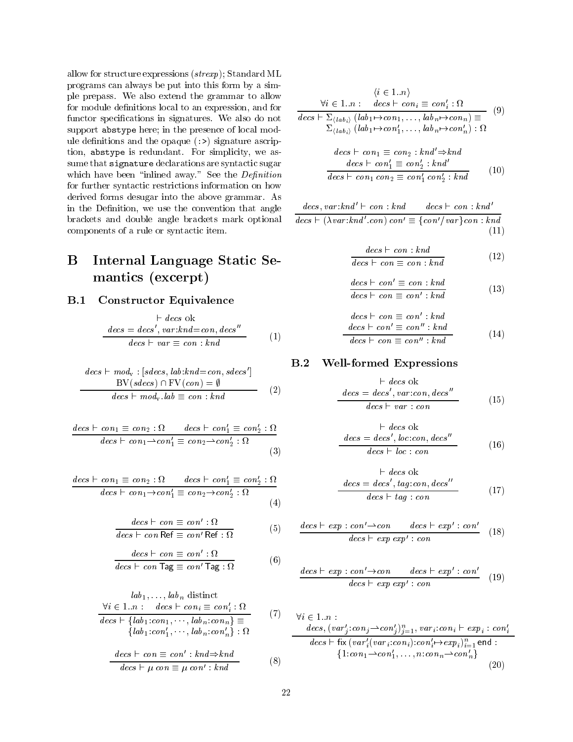allow for structure expressions (*strexp*); Standard ML programs can always be put into this form by a simple prepass. We also extend the grammar to allow for module definitions local to an expression, and for functor specifications in signatures. We also do not support `abstype` here; in the presence of local module definitions and the opaque (`:>`) signature ascription, `abstype` is redundant. For simplicity, we assume that `signature` declarations are syntactic sugar which have been "inlined away." See the *Definition* for further syntactic restrictions information on how derived forms desugar into the above grammar. As in the Definition, we use the convention that angle brackets and double angle brackets mark optional components of a rule or syntactic item.

# B Internal Language Static Semantics (excerpt)

## B.1 Constructor Equivalence

$$\frac{\vdash decs \text{ ok} \qquad decs = decs', var{:}knd{=}con, decs''}{decs \vdash var \equiv con : knd} \tag{1}$$

$$\frac{decs \vdash mod_v : [sdecs, lab{:}knd{=}con, sdecs'] \qquad \mathrm{BV}(sdecs) \cap \mathrm{FV}(con) = \emptyset}{decs \vdash mod_v.lab \equiv con : knd} \tag{2}$$

$$\frac{decs \vdash con_1 \equiv con_2 : \Omega \qquad decs \vdash con_1' \equiv con_2' : \Omega}{decs \vdash con_1 \rightharpoonup con_1' \equiv con_2 \rightharpoonup con_2' : \Omega} \tag{3}$$

$$\frac{decs \vdash con_1 \equiv con_2 : \Omega \qquad decs \vdash con_1' \equiv con_2' : \Omega}{decs \vdash con_1 \to con_1' \equiv con_2 \to con_2' : \Omega} \tag{4}$$

$$\frac{decs \vdash con \equiv con' : \Omega}{decs \vdash con\ \mathsf{Ref} \equiv con'\ \mathsf{Ref} : \Omega} \tag{5}$$

$$\frac{decs \vdash con \equiv con' : \Omega}{decs \vdash con\ \mathsf{Tag} \equiv con'\ \mathsf{Tag} : \Omega} \tag{6}$$

$$\frac{lab_1, \ldots, lab_n \text{ distinct} \qquad \forall i \in 1..n : \quad decs \vdash con_i \equiv con_i' : \Omega}{decs \vdash \{lab_1{:}con_1, \cdots, lab_n{:}con_n\} \equiv \{lab_1{:}con_1', \cdots, lab_n{:}con_n'\} : \Omega} \tag{7}$$

$$\frac{decs \vdash con \equiv con' : knd \Rightarrow knd}{decs \vdash \mu\, con \equiv \mu\, con' : knd} \tag{8}$$

$$\frac{\langle i \in 1..n \rangle \qquad \forall i \in 1..n : \quad decs \vdash con_i \equiv con_i' : \Omega}{decs \vdash \Sigma_{\langle lab_i \rangle}\,(lab_1 \mapsto con_1, \ldots, lab_n \mapsto con_n) \equiv \Sigma_{\langle lab_i \rangle}\,(lab_1 \mapsto con_1', \ldots, lab_n \mapsto con_n') : \Omega} \tag{9}$$

$$\frac{decs \vdash con_1 \equiv con_2 : knd' \Rightarrow knd \qquad decs \vdash con_1' \equiv con_2' : knd'}{decs \vdash con_1\ con_2 \equiv con_1'\ con_2' : knd} \tag{10}$$

$$\frac{decs, var{:}knd' \vdash con : knd \qquad decs \vdash con : knd'}{decs \vdash (\lambda var{:}knd'.con)\ con' \equiv \{con'/var\}con : knd} \tag{11}$$

$$\frac{decs \vdash con : knd}{decs \vdash con \equiv con : knd} \tag{12}$$

$$\frac{decs \vdash con' \equiv con : knd}{decs \vdash con \equiv con' : knd} \tag{13}$$

$$\frac{decs \vdash con \equiv con' : knd \qquad decs \vdash con' \equiv con'' : knd}{decs \vdash con \equiv con'' : knd} \tag{14}$$

## B.2 Well-formed Expressions

$$\frac{\vdash decs \text{ ok} \qquad decs = decs', var{:}con, decs''}{decs \vdash var : con} \tag{15}$$

$$\frac{\vdash decs \text{ ok} \qquad decs = decs', loc{:}con, decs''}{decs \vdash loc : con} \tag{16}$$

$$\frac{\vdash decs \text{ ok} \qquad decs = decs', tag{:}con, decs''}{decs \vdash tag : con} \tag{17}$$

$$\frac{decs \vdash exp : con' \rightharpoonup con \qquad decs \vdash exp' : con'}{decs \vdash exp\ exp' : con} \tag{18}$$

$$\frac{decs \vdash exp : con' \to con \qquad decs \vdash exp' : con'}{decs \vdash exp\ exp' : con} \tag{19}$$

$$\frac{\forall i \in 1..n : \quad decs, (var_j'{:}con_j \rightharpoonup con_j')_{j=1}^{n}, var_i{:}con_i \vdash exp_i : con_i'}{decs \vdash \mathsf{fix}\ (var_i'(var_i{:}con_i){:}con_i' \mapsto exp_i)_{i=1}^{n}\ \mathsf{end} : \{1{:}con_1 \rightharpoonup con_1', \ldots, n{:}con_n \rightharpoonup con_n'\}} \tag{20}$$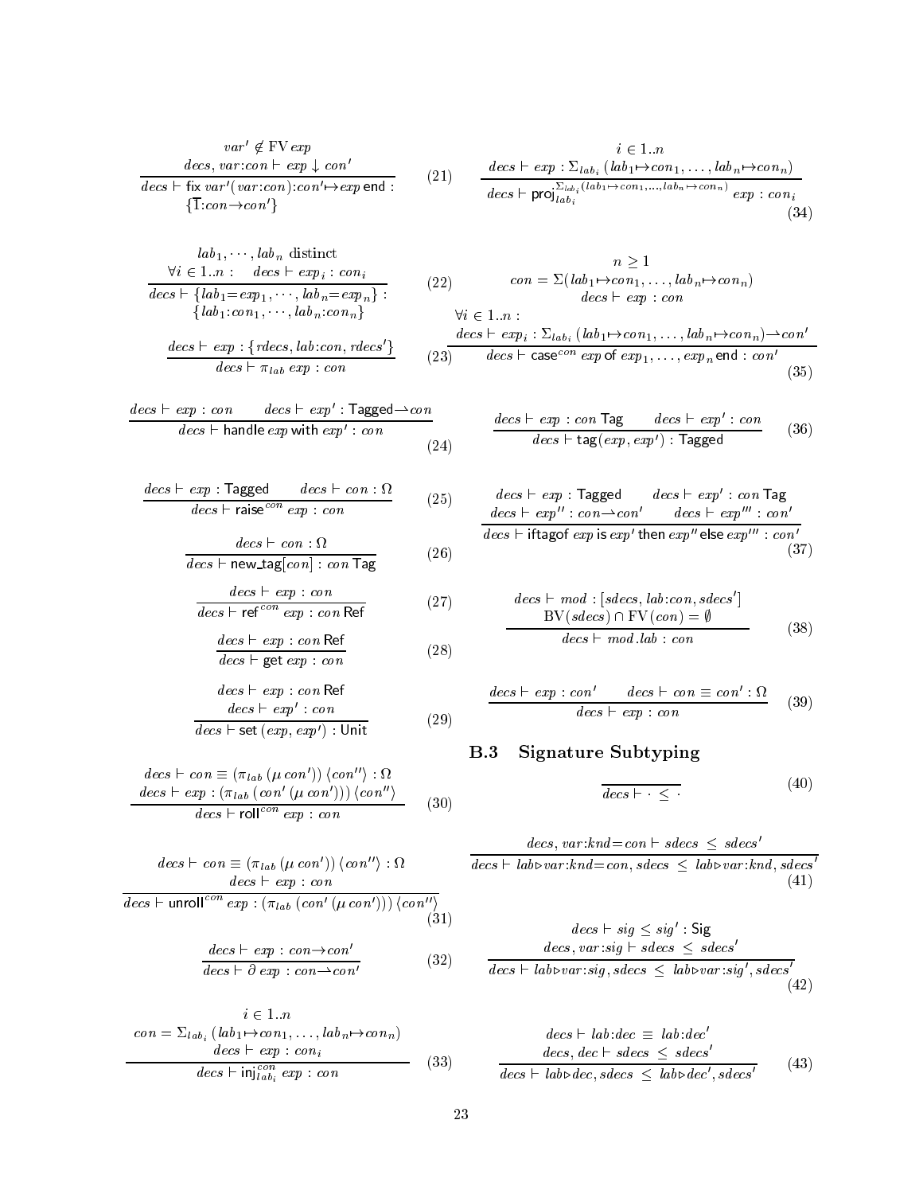$$\frac{\begin{array}{c} var' \notin \mathrm{FV}\, exp \\ decs, var{:}con \vdash exp \downarrow con' \end{array}}{decs \vdash \mathsf{fix}\; var'(var{:}con){:}con' \mapsto exp\; \mathsf{end} : \{\overline{1}{:}con \to con'\}} \quad (21)$$

$$\frac{\begin{array}{c} lab_1, \cdots, lab_n \text{ distinct} \\ \forall i \in 1..n : \quad decs \vdash exp_i : con_i \end{array}}{decs \vdash \{lab_1{=}exp_1, \cdots, lab_n{=}exp_n\} : \{lab_1{:}con_1, \cdots, lab_n{:}con_n\}} \quad (22)$$

$$\frac{decs \vdash exp : \{rdecs, lab{:}con, rdecs'\}}{decs \vdash \pi_{lab}\; exp : con} \quad (23)$$

$$\frac{decs \vdash exp : con \qquad decs \vdash exp' : \mathsf{Tagged} \rightharpoonup con}{decs \vdash \mathsf{handle}\; exp\; \mathsf{with}\; exp' : con} \quad (24)$$

$$\frac{decs \vdash exp : \mathsf{Tagged} \qquad decs \vdash con : \Omega}{decs \vdash \mathsf{raise}^{con}\; exp : con} \quad (25)$$

$$\frac{decs \vdash con : \Omega}{decs \vdash \mathsf{new\_tag}[con] : con\; \mathsf{Tag}} \quad (26)$$

$$\frac{decs \vdash exp : con}{decs \vdash \mathsf{ref}^{con}\; exp : con\; \mathsf{Ref}} \quad (27)$$

$$\frac{decs \vdash exp : con\; \mathsf{Ref}}{decs \vdash \mathsf{get}\; exp : con} \quad (28)$$

$$\frac{\begin{array}{c} decs \vdash exp : con\; \mathsf{Ref} \\ decs \vdash exp' : con \end{array}}{decs \vdash \mathsf{set}\; (exp, exp') : \mathsf{Unit}} \quad (29)$$

$$\frac{\begin{array}{c} decs \vdash con \equiv (\pi_{lab}\; (\mu\; con'))\; \langle con'' \rangle : \Omega \\ decs \vdash exp : (\pi_{lab}\; (con'\; (\mu\; con')))\; \langle con'' \rangle \end{array}}{decs \vdash \mathsf{roll}^{con}\; exp : con} \quad (30)$$

$$\frac{\begin{array}{c} decs \vdash con \equiv (\pi_{lab}\; (\mu\; con'))\; \langle con'' \rangle : \Omega \\ decs \vdash exp : con \end{array}}{decs \vdash \mathsf{unroll}^{con}\; exp : (\pi_{lab}\; (con'\; (\mu\; con')))\; \langle con'' \rangle} \quad (31)$$

$$\frac{decs \vdash exp : con \to con'}{decs \vdash \partial\; exp : con \rightharpoonup con'} \quad (32)$$

$$\frac{\begin{array}{c} i \in 1..n \\ con = \Sigma_{lab_i}\; (lab_1 {\mapsto} con_1, \ldots, lab_n {\mapsto} con_n) \\ decs \vdash exp : con_i \end{array}}{decs \vdash \mathsf{inj}^{con}_{lab_i}\; exp : con} \quad (33)$$

$$\frac{\begin{array}{c} i \in 1..n \\ decs \vdash exp : \Sigma_{lab_i}\; (lab_1 {\mapsto} con_1, \ldots, lab_n {\mapsto} con_n) \end{array}}{decs \vdash \mathsf{proj}^{\Sigma_{lab_i}(lab_1 \mapsto con_1, \ldots, lab_n \mapsto con_n)}_{lab_i}\; exp : con_i} \quad (34)$$

$$\frac{\begin{array}{c} n \geq 1 \\ con = \Sigma(lab_1 {\mapsto} con_1, \ldots, lab_n {\mapsto} con_n) \\ decs \vdash exp : con \\ \forall i \in 1..n : \\ decs \vdash exp_i : \Sigma_{lab_i}\; (lab_1 {\mapsto} con_1, \ldots, lab_n {\mapsto} con_n) \rightharpoonup con' \end{array}}{decs \vdash \mathsf{case}^{con}\; exp\; \mathsf{of}\; exp_1, \ldots, exp_n\; \mathsf{end} : con'} \quad (35)$$

$$\frac{decs \vdash exp : con\; \mathsf{Tag} \qquad decs \vdash exp' : con}{decs \vdash \mathsf{tag}(exp, exp') : \mathsf{Tagged}} \quad (36)$$

$$\frac{\begin{array}{c} decs \vdash exp : \mathsf{Tagged} \qquad decs \vdash exp' : con\; \mathsf{Tag} \\ decs \vdash exp'' : con \rightharpoonup con' \qquad decs \vdash exp''' : con' \end{array}}{decs \vdash \mathsf{iftagof}\; exp\; \mathsf{is}\; exp'\; \mathsf{then}\; exp''\; \mathsf{else}\; exp''' : con'} \quad (37)$$

$$\frac{\begin{array}{c} decs \vdash mod : [sdecs, lab{:}con, sdecs'] \\ \mathrm{BV}(sdecs) \cap \mathrm{FV}(con) = \emptyset \end{array}}{decs \vdash mod.lab : con} \quad (38)$$

$$\frac{decs \vdash exp : con' \qquad decs \vdash con \equiv con' : \Omega}{decs \vdash exp : con} \quad (39)$$

### B.3 Signature Subtyping

$$\frac{}{decs \vdash \cdot \;\leq\; \cdot} \quad (40)$$

$$\frac{decs, var{:}knd{=}con \vdash sdecs \;\leq\; sdecs'}{decs \vdash lab{\triangleright}var{:}knd{=}con, sdecs \;\leq\; lab{\triangleright}var{:}knd, sdecs'} \quad (41)$$

$$\frac{\begin{array}{c} decs \vdash sig \leq sig' : \mathsf{Sig} \\ decs, var{:}sig \vdash sdecs \;\leq\; sdecs' \end{array}}{decs \vdash lab{\triangleright}var{:}sig, sdecs \;\leq\; lab{\triangleright}var{:}sig', sdecs'} \quad (42)$$

$$\frac{\begin{array}{c} decs \vdash lab{:}dec \;\equiv\; lab{:}dec' \\ decs, dec \vdash sdecs \;\leq\; sdecs' \end{array}}{decs \vdash lab{\triangleright}dec, sdecs \;\leq\; lab{\triangleright}dec', sdecs'} \quad (43)$$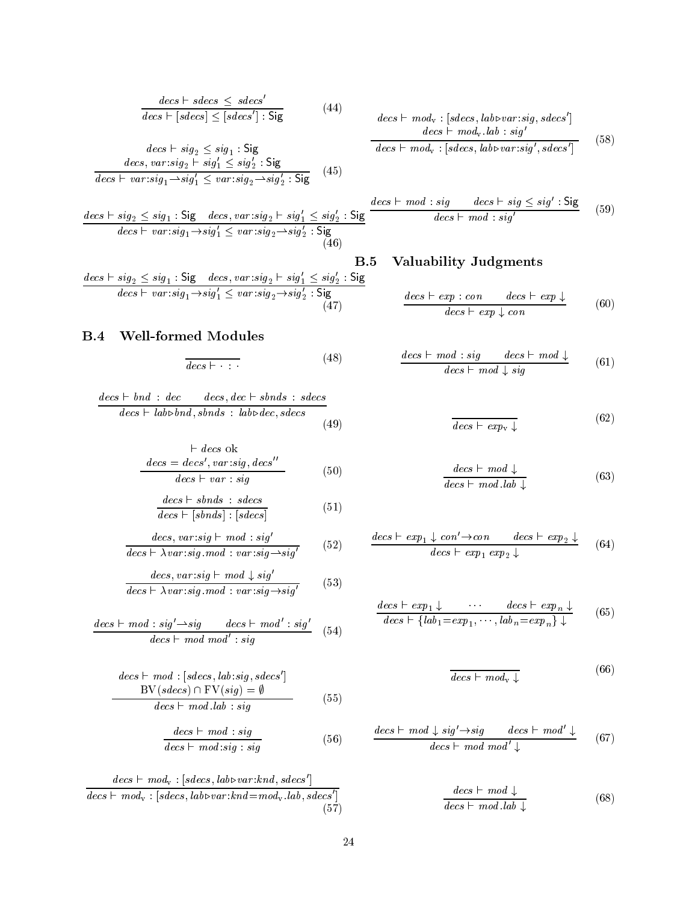$$\frac{decs \vdash sdecs \;\leq\; sdecs'}{decs \vdash [sdecs] \leq [sdecs'] : \mathsf{Sig}} \quad (44)$$

$$\frac{\begin{array}{c} decs \vdash sig_2 \leq sig_1 : \mathsf{Sig} \\ decs, var{:}sig_2 \vdash sig_1' \leq sig_2' : \mathsf{Sig} \end{array}}{decs \vdash var{:}sig_1 \rightharpoonup sig_1' \leq var{:}sig_2 \rightharpoonup sig_2' : \mathsf{Sig}} \quad (45)$$

$$\frac{decs \vdash sig_2 \leq sig_1 : \mathsf{Sig} \quad decs, var{:}sig_2 \vdash sig_1' \leq sig_2' : \mathsf{Sig}}{decs \vdash var{:}sig_1 \rightarrow sig_1' \leq var{:}sig_2 \rightarrow sig_2' : \mathsf{Sig}} \quad (46)$$

$$\frac{decs \vdash sig_2 \leq sig_1 : \mathsf{Sig} \quad decs, var{:}sig_2 \vdash sig_1' \leq sig_2' : \mathsf{Sig}}{decs \vdash var{:}sig_1 \rightarrow sig_1' \leq var{:}sig_2 \rightharpoonup sig_2' : \mathsf{Sig}} \quad (47)$$

## B.4 Well-formed Modules

$$\frac{}{decs \vdash \cdot : \cdot} \quad (48)$$

$$\frac{decs \vdash bnd \;:\; dec \qquad decs, dec \vdash sbnds \;:\; sdecs}{decs \vdash lab \triangleright bnd, sbnds \;:\; lab \triangleright dec, sdecs} \quad (49)$$

$$\frac{\begin{array}{c} \vdash decs \text{ ok} \\ decs = decs', var{:}sig, decs'' \end{array}}{decs \vdash var : sig} \quad (50)$$

$$\frac{decs \vdash sbnds \;:\; sdecs}{decs \vdash [sbnds] : [sdecs]} \quad (51)$$

$$\frac{decs, var{:}sig \vdash mod : sig'}{decs \vdash \lambda var{:}sig.mod : var{:}sig \rightharpoonup sig'} \quad (52)$$

$$\frac{decs, var{:}sig \vdash mod \downarrow sig'}{decs \vdash \lambda var{:}sig.mod : var{:}sig \rightarrow sig'} \quad (53)$$

$$\frac{decs \vdash mod : sig' \rightharpoonup sig \qquad decs \vdash mod' : sig'}{decs \vdash mod\; mod' : sig} \quad (54)$$

$$\frac{\begin{array}{c} decs \vdash mod : [sdecs, lab{:}sig, sdecs'] \\ \mathrm{BV}(sdecs) \cap \mathrm{FV}(sig) = \emptyset \end{array}}{decs \vdash mod.lab : sig} \quad (55)$$

$$\frac{decs \vdash mod : sig}{decs \vdash mod{:}sig : sig} \quad (56)$$

$$\frac{decs \vdash mod_{\mathrm{v}} : [sdecs, lab \triangleright var{:}knd, sdecs']}{decs \vdash mod_{\mathrm{v}} : [sdecs, lab \triangleright var{:}knd{=}mod_{\mathrm{v}}.lab, sdecs']} \quad (57)$$

$$\frac{\begin{array}{c} decs \vdash mod_{\mathrm{v}} : [sdecs, lab \triangleright var{:}sig, sdecs'] \\ decs \vdash mod_{\mathrm{v}}.lab : sig' \end{array}}{decs \vdash mod_{\mathrm{v}} : [sdecs, lab \triangleright var{:}sig', sdecs']} \quad (58)$$

$$\frac{decs \vdash mod : sig \qquad decs \vdash sig \leq sig' : \mathsf{Sig}}{decs \vdash mod : sig'} \quad (59)$$

## B.5 Valuability Judgments

$$\frac{decs \vdash exp : con \qquad decs \vdash exp \downarrow}{decs \vdash exp \downarrow con} \quad (60)$$

$$\frac{decs \vdash mod : sig \qquad decs \vdash mod \downarrow}{decs \vdash mod \downarrow sig} \quad (61)$$

$$\frac{}{decs \vdash exp_{\mathrm{v}} \downarrow} \quad (62)$$

$$\frac{decs \vdash mod \downarrow}{decs \vdash mod.lab \downarrow} \quad (63)$$

$$\frac{decs \vdash exp_1 \downarrow con' \rightarrow con \qquad decs \vdash exp_2 \downarrow}{decs \vdash exp_1\; exp_2 \downarrow} \quad (64)$$

$$\frac{decs \vdash exp_1 \downarrow \qquad \cdots \qquad decs \vdash exp_n \downarrow}{decs \vdash \{lab_1{=}exp_1, \cdots, lab_n{=}exp_n\} \downarrow} \quad (65)$$

$$\frac{}{decs \vdash mod_{\mathrm{v}} \downarrow} \quad (66)$$

$$\frac{decs \vdash mod \downarrow sig' \rightarrow sig \qquad decs \vdash mod' \downarrow}{decs \vdash mod\; mod' \downarrow} \quad (67)$$

$$\frac{decs \vdash mod \downarrow}{decs \vdash mod.lab \downarrow} \quad (68)$$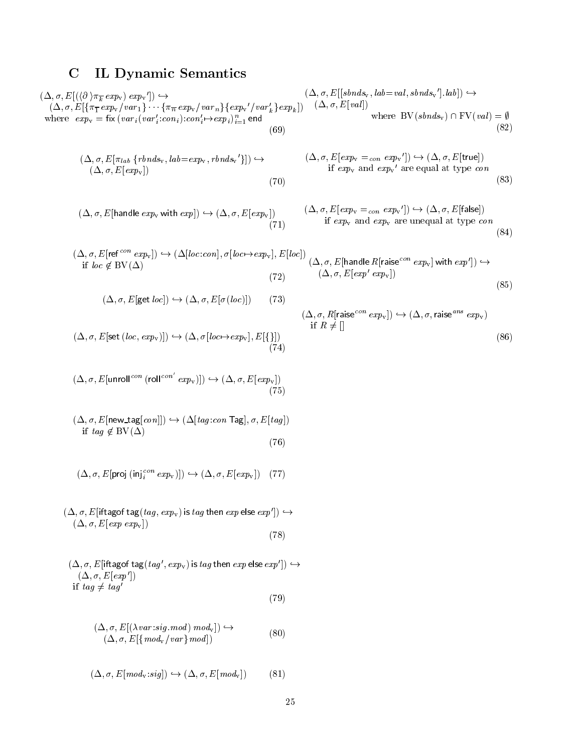## C IL Dynamic Semantics

$$(\Delta, \sigma, E[(\langle\partial\rangle \pi_{\overline{k}}\, exp_{\mathrm{v}})\ exp_{\mathrm{v}}']) \hookrightarrow (\Delta, \sigma, E[\{\pi_{\overline{1}}\, exp_{\mathrm{v}}/var_1\}\cdots\{\pi_{\overline{n}}\, exp_{\mathrm{v}}/var_n\}\{exp_{\mathrm{v}}'/var_k'\}exp_k]) \quad \text{where } exp_{\mathrm{v}} = \mathsf{fix}\,(var_i(var_i'{:}con_i){:}con_i' {\mapsto} exp_i)_{i=1}^{n}\ \mathsf{end} \tag{69}$$

$$(\Delta, \sigma, E[\pi_{lab}\ \{rbnds_{\mathrm{v}}, lab{=}exp_{\mathrm{v}}, rbnds_{\mathrm{v}}'\}]) \hookrightarrow (\Delta, \sigma, E[exp_{\mathrm{v}}]) \tag{70}$$

$$(\Delta, \sigma, E[\mathsf{handle}\ exp_{\mathrm{v}}\ \mathsf{with}\ exp]) \hookrightarrow (\Delta, \sigma, E[exp_{\mathrm{v}}]) \tag{71}$$

$$(\Delta, \sigma, E[\mathsf{ref}^{con}\ exp_{\mathrm{v}}]) \hookrightarrow (\Delta[loc{:}con], \sigma[loc{\mapsto}exp_{\mathrm{v}}], E[loc]) \quad \text{if } loc \notin \mathrm{BV}(\Delta) \tag{72}$$

$$(\Delta, \sigma, E[\mathsf{get}\ loc]) \hookrightarrow (\Delta, \sigma, E[\sigma(loc)]) \tag{73}$$

$$(\Delta, \sigma, E[\mathsf{set}\ (loc, exp_{\mathrm{v}})]) \hookrightarrow (\Delta, \sigma[loc{\mapsto}exp_{\mathrm{v}}], E[\{\}]) \tag{74}$$

$$(\Delta, \sigma, E[\mathsf{unroll}^{con}\ (\mathsf{roll}^{con'}\ exp_{\mathrm{v}})]) \hookrightarrow (\Delta, \sigma, E[exp_{\mathrm{v}}]) \tag{75}$$

$$(\Delta, \sigma, E[\mathsf{new\_tag}[con]]) \hookrightarrow (\Delta[tag{:}con\ \mathsf{Tag}], \sigma, E[tag]) \quad \text{if } tag \notin \mathrm{BV}(\Delta) \tag{76}$$

$$(\Delta, \sigma, E[\mathsf{proj}\ (\mathsf{inj}_i^{con}\ exp_{\mathrm{v}})]) \hookrightarrow (\Delta, \sigma, E[exp_{\mathrm{v}}]) \tag{77}$$

$$(\Delta, \sigma, E[\mathsf{iftagof}\ \mathsf{tag}(tag, exp_{\mathrm{v}})\ \mathsf{is}\ tag\ \mathsf{then}\ exp\ \mathsf{else}\ exp']) \hookrightarrow (\Delta, \sigma, E[exp\ exp_{\mathrm{v}}]) \tag{78}$$

$$(\Delta, \sigma, E[\mathsf{iftagof}\ \mathsf{tag}(tag', exp_{\mathrm{v}})\ \mathsf{is}\ tag\ \mathsf{then}\ exp\ \mathsf{else}\ exp']) \hookrightarrow (\Delta, \sigma, E[exp']) \quad \text{if } tag \neq tag' \tag{79}$$

$$(\Delta, \sigma, E[(\lambda var{:}sig.mod)\ mod_{\mathrm{v}}]) \hookrightarrow (\Delta, \sigma, E[\{mod_{\mathrm{v}}/var\}mod]) \tag{80}$$

$$(\Delta, \sigma, E[mod_{\mathrm{v}}{:}sig]) \hookrightarrow (\Delta, \sigma, E[mod_{\mathrm{v}}]) \tag{81}$$

$$(\Delta, \sigma, E[[sbnds_{\mathrm{v}}, lab{=}val, sbnds_{\mathrm{v}}'].lab]) \hookrightarrow (\Delta, \sigma, E[val]) \quad \text{where } \mathrm{BV}(sbnds_{\mathrm{v}}) \cap \mathrm{FV}(val) = \emptyset \tag{82}$$

$$(\Delta, \sigma, E[exp_{\mathrm{v}} =_{con} exp_{\mathrm{v}}']) \hookrightarrow (\Delta, \sigma, E[\mathsf{true}]) \quad \text{if } exp_{\mathrm{v}} \text{ and } exp_{\mathrm{v}}' \text{ are equal at type } con \tag{83}$$

$$(\Delta, \sigma, E[exp_{\mathrm{v}} =_{con} exp_{\mathrm{v}}']) \hookrightarrow (\Delta, \sigma, E[\mathsf{false}]) \quad \text{if } exp_{\mathrm{v}} \text{ and } exp_{\mathrm{v}} \text{ are unequal at type } con \tag{84}$$

$$(\Delta, \sigma, E[\mathsf{handle}\ R[\mathsf{raise}^{con}\ exp_{\mathrm{v}}]\ \mathsf{with}\ exp']) \hookrightarrow (\Delta, \sigma, E[exp'\ exp_{\mathrm{v}}]) \tag{85}$$

$$(\Delta, \sigma, R[\mathsf{raise}^{con}\ exp_{\mathrm{v}}]) \hookrightarrow (\Delta, \sigma, \mathsf{raise}^{ans}\ exp_{\mathrm{v}}) \quad \text{if } R \neq [\,] \tag{86}$$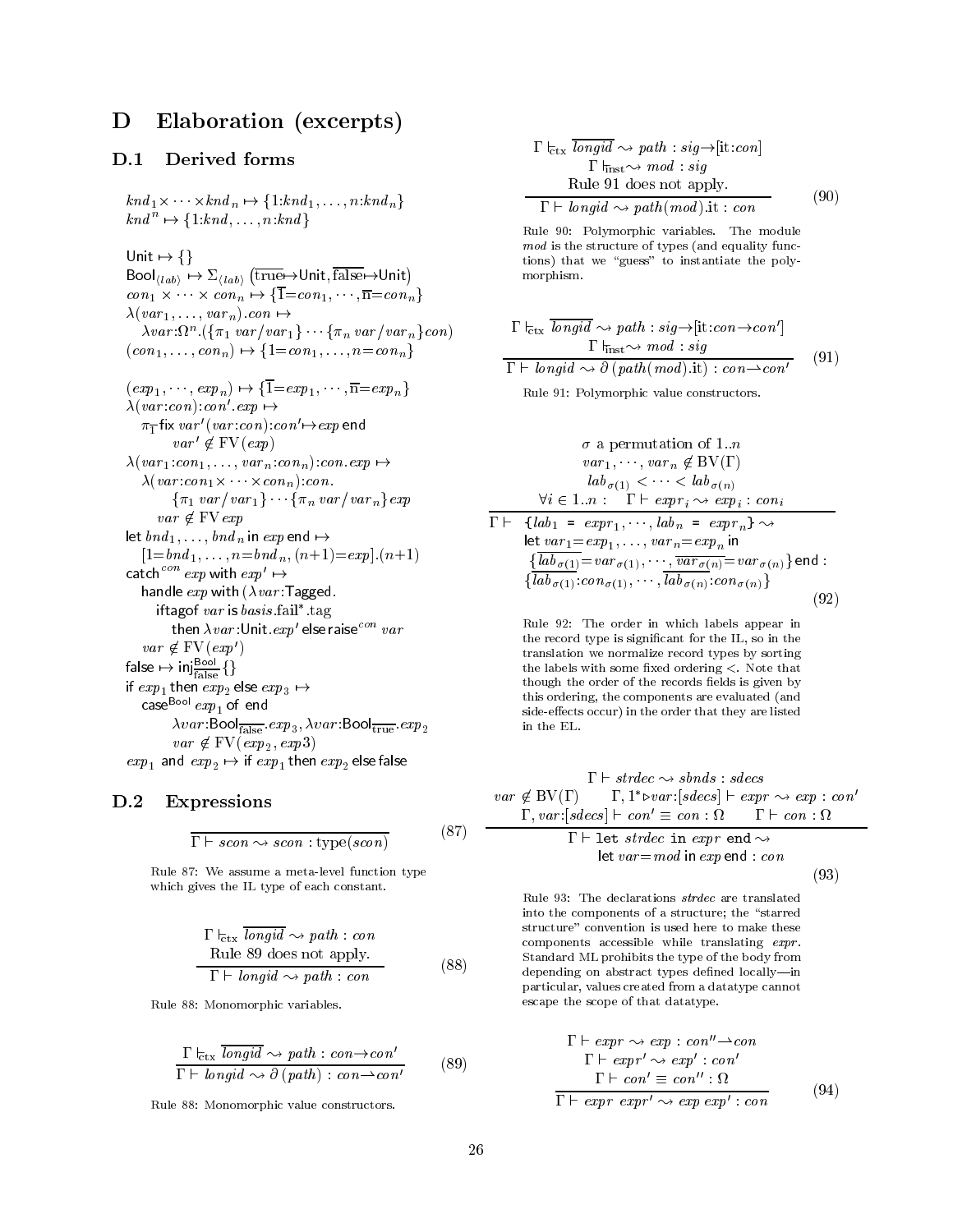# D Elaboration (excerpts)

## D.1 Derived forms

$knd_1 \times \cdots \times knd_n \mapsto \{1{:}knd_1, \ldots, n{:}knd_n\}$
$knd^n \mapsto \{1{:}knd, \ldots, n{:}knd\}$

$\mathsf{Unit} \mapsto \{\}$
$\mathsf{Bool}_{\langle lab \rangle} \mapsto \Sigma_{\langle lab \rangle}\left(\overline{\mathrm{true}} \mapsto \mathsf{Unit}, \overline{\mathrm{false}} \mapsto \mathsf{Unit}\right)$
$con_1 \times \cdots \times con_n \mapsto \{\overline{1}{=}con_1, \cdots, \overline{n}{=}con_n\}$
$\lambda(var_1, \ldots, var_n).con \mapsto$
$\quad \lambda var{:}\Omega^n.(\{\pi_1\ var/var_1\} \cdots \{\pi_n\ var/var_n\} con)$
$(con_1, \ldots, con_n) \mapsto \{1{=}con_1, \ldots, n{=}con_n\}$

$(exp_1, \cdots, exp_n) \mapsto \{\overline{1}{=}exp_1, \cdots, \overline{n}{=}exp_n\}$
$\lambda(var{:}con){:}con'.exp \mapsto$
$\quad \pi_{\overline{1}}\,\mathsf{fix}\ var'(var{:}con){:}con' \mapsto exp\ \mathsf{end}$
$\qquad var' \notin \mathrm{FV}(exp)$
$\lambda(var_1{:}con_1, \ldots, var_n{:}con_n){:}con.exp \mapsto$
$\quad \lambda(var{:}con_1 \times \cdots \times con_n){:}con.$
$\qquad \{\pi_1\ var/var_1\} \cdots \{\pi_n\ var/var_n\} exp$
$\qquad var \notin \mathrm{FV}\ exp$
$\mathsf{let}\ bnd_1, \ldots, bnd_n\ \mathsf{in}\ exp\ \mathsf{end} \mapsto$
$\quad [1{=}bnd_1, \ldots, n{=}bnd_n, (n{+}1){=}exp].(n{+}1)$
$\mathsf{catch}^{con}\ exp\ \mathsf{with}\ exp' \mapsto$
$\quad \mathsf{handle}\ exp\ \mathsf{with}\ (\lambda var{:}\mathsf{Tagged}.$
$\qquad \mathsf{iftagof}\ var\ \mathsf{is}\ basis.\mathrm{fail}^*.\mathrm{tag}$
$\qquad\quad \mathsf{then}\ \lambda var{:}\mathsf{Unit}.exp'\ \mathsf{else}\ \mathsf{raise}^{con}\ var$
$\quad var \notin \mathrm{FV}(exp')$
$\mathsf{false} \mapsto \mathsf{inj}^{\mathsf{Bool}}_{\overline{\mathrm{false}}}\{\}$
$\mathsf{if}\ exp_1\ \mathsf{then}\ exp_2\ \mathsf{else}\ exp_3 \mapsto$
$\quad \mathsf{case}^{\mathsf{Bool}}\ exp_1\ \mathsf{of}\ \mathsf{end}$
$\qquad \lambda var{:}\mathsf{Bool}_{\overline{\mathrm{false}}}.exp_3, \lambda var{:}\mathsf{Bool}_{\overline{\mathrm{true}}}.exp_2$
$\qquad var \notin \mathrm{FV}(exp_2, exp3)$
$exp_1\ \mathsf{and}\ exp_2 \mapsto \mathsf{if}\ exp_1\ \mathsf{then}\ exp_2\ \mathsf{else}\ \mathsf{false}$

## D.2 Expressions

$$\frac{}{\Gamma \vdash scon \rightsquigarrow scon : \mathrm{type}(scon)} \quad (87)$$

Rule 87: We assume a meta-level function type which gives the IL type of each constant.

$$\frac{\Gamma \vdash_{\overline{\mathrm{ctx}}} \overline{longid} \rightsquigarrow path : con \qquad \text{Rule 89 does not apply.}}{\Gamma \vdash longid \rightsquigarrow path : con} \quad (88)$$

Rule 88: Monomorphic variables.

$$\frac{\Gamma \vdash_{\overline{\mathrm{ctx}}} \overline{longid} \rightsquigarrow path : con \to con'}{\Gamma \vdash longid \rightsquigarrow \partial\,(path) : con \rightharpoonup con'} \quad (89)$$

Rule 88: Monomorphic value constructors.

$$\frac{\Gamma \vdash_{\overline{\mathrm{ctx}}} \overline{longid} \rightsquigarrow path : sig \to [\mathrm{it}{:}con] \qquad \Gamma \vdash_{\overline{\mathrm{inst}}} \rightsquigarrow mod : sig \qquad \text{Rule 91 does not apply.}}{\Gamma \vdash longid \rightsquigarrow path(mod).\mathrm{it} : con} \quad (90)$$

Rule 90: Polymorphic variables. The module *mod* is the structure of types (and equality functions) that we "guess" to instantiate the polymorphism.

$$\frac{\Gamma \vdash_{\overline{\mathrm{ctx}}} \overline{longid} \rightsquigarrow path : sig \to [\mathrm{it}{:}con \to con'] \qquad \Gamma \vdash_{\overline{\mathrm{inst}}} \rightsquigarrow mod : sig}{\Gamma \vdash longid \rightsquigarrow \partial\,(path(mod).\mathrm{it}) : con \rightharpoonup con'} \quad (91)$$

Rule 91: Polymorphic value constructors.

$$\frac{\begin{array}{c}\sigma \text{ a permutation of } 1..n \\ var_1, \cdots, var_n \notin \mathrm{BV}(\Gamma) \\ lab_{\sigma(1)} < \cdots < lab_{\sigma(n)} \\ \forall i \in 1..n : \quad \Gamma \vdash expr_i \rightsquigarrow exp_i : con_i\end{array}}{\begin{array}{l}\Gamma \vdash \ \{lab_1 = expr_1, \cdots, lab_n = expr_n\} \rightsquigarrow \\ \quad \mathsf{let}\ var_1{=}exp_1, \ldots, var_n{=}exp_n\ \mathsf{in} \\ \quad \{\overline{lab_{\sigma(1)}}{=}var_{\sigma(1)}, \cdots, \overline{var_{\sigma(n)}}{=}var_{\sigma(n)}\}\ \mathsf{end} : \\ \quad \{\overline{lab_{\sigma(1)}}{:}con_{\sigma(1)}, \cdots, \overline{lab_{\sigma(n)}}{:}con_{\sigma(n)}\}\end{array}} \quad (92)$$

Rule 92: The order in which labels appear in the record type is significant for the IL, so in the translation we normalize record types by sorting the labels with some fixed ordering <. Note that though the order of the records fields is given by this ordering, the components are evaluated (and side-effects occur) in the order that they are listed in the EL.

$$\frac{\begin{array}{c}\Gamma \vdash strdec \rightsquigarrow sbnds : sdecs \\ var \notin \mathrm{BV}(\Gamma) \qquad \Gamma, 1^* \triangleright var{:}[sdecs] \vdash expr \rightsquigarrow exp : con' \\ \Gamma, var{:}[sdecs] \vdash con' \equiv con : \Omega \qquad \Gamma \vdash con : \Omega\end{array}}{\begin{array}{c}\Gamma \vdash \texttt{let}\ strdec\ \texttt{in}\ expr\ \texttt{end} \rightsquigarrow \\ \mathsf{let}\ var{=}mod\ \mathsf{in}\ exp\ \mathsf{end} : con\end{array}} \quad (93)$$

Rule 93: The declarations *strdec* are translated into the components of a structure; the "starred structure" convention is used here to make these components accessible while translating *expr*. Standard ML prohibits the type of the body from depending on abstract types defined locally—in particular, values created from a datatype cannot escape the scope of that datatype.

$$\frac{\Gamma \vdash expr \rightsquigarrow exp : con'' \rightharpoonup con \qquad \Gamma \vdash expr' \rightsquigarrow exp' : con' \qquad \Gamma \vdash con' \equiv con'' : \Omega}{\Gamma \vdash expr\ expr' \rightsquigarrow exp\ exp' : con} \quad (94)$$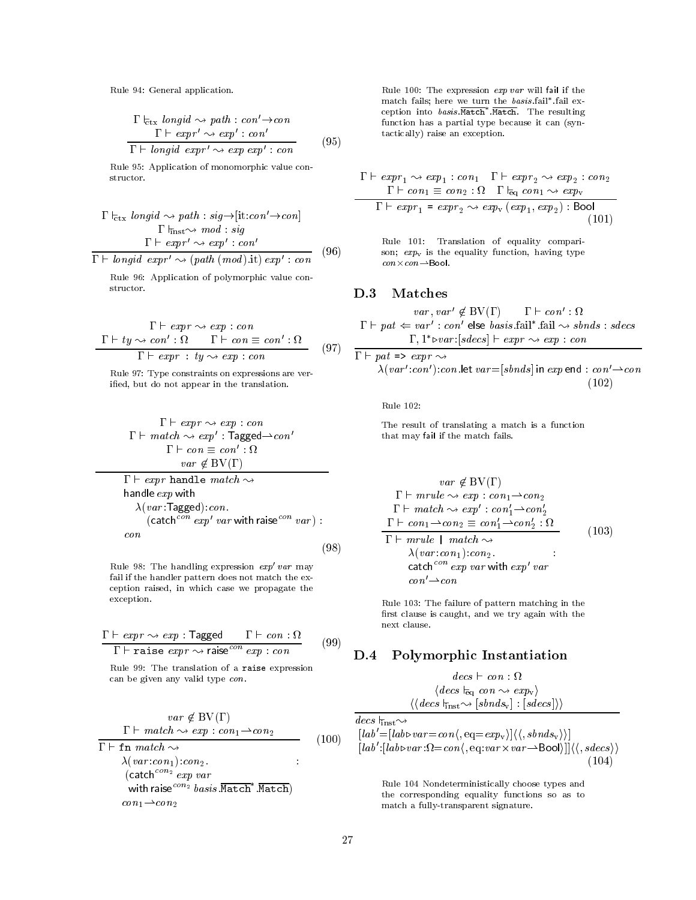Rule 94: General application.

$$\frac{\Gamma \vdash_{\text{ctx}} \mathit{longid} \rightsquigarrow \mathit{path} : \mathit{con}' \rightarrow \mathit{con} \qquad \Gamma \vdash \mathit{expr}' \rightsquigarrow \mathit{exp}' : \mathit{con}'}{\Gamma \vdash \mathit{longid}\ \mathit{expr}' \rightsquigarrow \mathit{exp}\ \mathit{exp}' : \mathit{con}} \tag{95}$$

Rule 95: Application of monomorphic value constructor.

$$\frac{\Gamma \vdash_{\text{ctx}} \mathit{longid} \rightsquigarrow \mathit{path} : \mathit{sig} \rightarrow [\mathsf{it}{:}\mathit{con}' \rightarrow \mathit{con}] \qquad \Gamma \vdash_{\text{inst}} \rightsquigarrow \mathit{mod} : \mathit{sig} \qquad \Gamma \vdash \mathit{expr}' \rightsquigarrow \mathit{exp}' : \mathit{con}'}{\Gamma \vdash \mathit{longid}\ \mathit{expr}' \rightsquigarrow (\mathit{path}\,(\mathit{mod}).\mathsf{it})\ \mathit{exp}' : \mathit{con}} \tag{96}$$

Rule 96: Application of polymorphic value constructor.

$$\frac{\Gamma \vdash \mathit{expr} \rightsquigarrow \mathit{exp} : \mathit{con} \qquad \Gamma \vdash \mathit{ty} \rightsquigarrow \mathit{con}' : \Omega \qquad \Gamma \vdash \mathit{con} \equiv \mathit{con}' : \Omega}{\Gamma \vdash \mathit{expr}\ :\ \mathit{ty} \rightsquigarrow \mathit{exp} : \mathit{con}} \tag{97}$$

Rule 97: Type constraints on expressions are verified, but do not appear in the translation.

$$\frac{\Gamma \vdash \mathit{expr} \rightsquigarrow \mathit{exp} : \mathit{con} \qquad \Gamma \vdash \mathit{match} \rightsquigarrow \mathit{exp}' : \mathsf{Tagged} \rightharpoonup \mathit{con}' \qquad \Gamma \vdash \mathit{con} \equiv \mathit{con}' : \Omega \qquad \mathit{var} \notin \mathrm{BV}(\Gamma)}{\Gamma \vdash \mathit{expr}\ \mathtt{handle}\ \mathit{match} \rightsquigarrow \mathsf{handle}\ \mathit{exp}\ \mathsf{with}\ \lambda(\mathit{var}{:}\mathsf{Tagged}){:}\mathit{con}.\,(\mathsf{catch}^{\mathit{con}}\ \mathit{exp}'\ \mathit{var}\ \mathsf{with}\ \mathsf{raise}^{\mathit{con}}\ \mathit{var}) : \mathit{con}} \tag{98}$$

Rule 98: The handling expression $\mathit{exp}'\ \mathit{var}$ may fail if the handler pattern does not match the exception raised, in which case we propagate the exception.

$$\frac{\Gamma \vdash \mathit{expr} \rightsquigarrow \mathit{exp} : \mathsf{Tagged} \qquad \Gamma \vdash \mathit{con} : \Omega}{\Gamma \vdash \mathtt{raise}\ \mathit{expr} \rightsquigarrow \mathsf{raise}^{\mathit{con}}\ \mathit{exp} : \mathit{con}} \tag{99}$$

Rule 99: The translation of a `raise` expression can be given any valid type $\mathit{con}$.

$$\frac{\mathit{var} \notin \mathrm{BV}(\Gamma) \qquad \Gamma \vdash \mathit{match} \rightsquigarrow \mathit{exp} : \mathit{con}_1 \rightharpoonup \mathit{con}_2}{\Gamma \vdash \mathtt{fn}\ \mathit{match} \rightsquigarrow \lambda(\mathit{var}{:}\mathit{con}_1){:}\mathit{con}_2.\,(\mathsf{catch}^{\mathit{con}_2}\ \mathit{exp}\ \mathit{var}\ \mathsf{with}\ \mathsf{raise}^{\mathit{con}_2}\ \mathit{basis}.\overline{\mathtt{Match}}^*.\overline{\mathtt{Match}}) : \mathit{con}_1 \rightharpoonup \mathit{con}_2} \tag{100}$$

Rule 100: The expression $\mathit{exp}\ \mathit{var}$ will $\mathsf{fail}$ if the match fails; here we turn the $\mathit{basis}.\mathrm{fail}^*.\mathrm{fail}$ exception into $\mathit{basis}.\overline{\mathtt{Match}}^*.\overline{\mathtt{Match}}$. The resulting function has a partial type because it can (syntactically) raise an exception.

$$\frac{\Gamma \vdash \mathit{expr}_1 \rightsquigarrow \mathit{exp}_1 : \mathit{con}_1 \qquad \Gamma \vdash \mathit{expr}_2 \rightsquigarrow \mathit{exp}_2 : \mathit{con}_2 \qquad \Gamma \vdash \mathit{con}_1 \equiv \mathit{con}_2 : \Omega \qquad \Gamma \vdash_{\text{eq}} \mathit{con}_1 \rightsquigarrow \mathit{exp}_{\text{v}}}{\Gamma \vdash \mathit{expr}_1\ \mathtt{=}\ \mathit{expr}_2 \rightsquigarrow \mathit{exp}_{\text{v}}\,(\mathit{exp}_1, \mathit{exp}_2) : \mathsf{Bool}} \tag{101}$$

Rule 101: Translation of equality comparison; $\mathit{exp}_{\text{v}}$ is the equality function, having type $\mathit{con} \times \mathit{con} \rightharpoonup \mathsf{Bool}$.

## D.3 Matches

$$\frac{\mathit{var}, \mathit{var}' \notin \mathrm{BV}(\Gamma) \qquad \Gamma \vdash \mathit{con}' : \Omega \qquad \Gamma \vdash \mathit{pat} \Leftarrow \mathit{var}' : \mathit{con}'\ \mathsf{else}\ \mathit{basis}.\mathrm{fail}^*.\mathrm{fail} \rightsquigarrow \mathit{sbnds} : \mathit{sdecs} \qquad \Gamma, 1^* \triangleright \mathit{var}{:}[\mathit{sdecs}] \vdash \mathit{expr} \rightsquigarrow \mathit{exp} : \mathit{con}}{\Gamma \vdash \mathit{pat}\ \mathtt{=>}\ \mathit{expr} \rightsquigarrow \lambda(\mathit{var}'{:}\mathit{con}'){:}\mathit{con}.\,\mathsf{let}\ \mathit{var}{=}[\mathit{sbnds}]\ \mathsf{in}\ \mathit{exp}\ \mathsf{end} : \mathit{con}' \rightharpoonup \mathit{con}} \tag{102}$$

Rule 102:

The result of translating a match is a function that may $\mathsf{fail}$ if the match fails.

$$\frac{\mathit{var} \notin \mathrm{BV}(\Gamma) \qquad \Gamma \vdash \mathit{mrule} \rightsquigarrow \mathit{exp} : \mathit{con}_1 \rightharpoonup \mathit{con}_2 \qquad \Gamma \vdash \mathit{match} \rightsquigarrow \mathit{exp}' : \mathit{con}_1' \rightharpoonup \mathit{con}_2' \qquad \Gamma \vdash \mathit{con}_1 \rightharpoonup \mathit{con}_2 \equiv \mathit{con}_1' \rightharpoonup \mathit{con}_2' : \Omega}{\Gamma \vdash \mathit{mrule}\ \mathtt{|}\ \mathit{match} \rightsquigarrow \lambda(\mathit{var}{:}\mathit{con}_1){:}\mathit{con}_2.\,\mathsf{catch}^{\mathit{con}}\ \mathit{exp}\ \mathit{var}\ \mathsf{with}\ \mathit{exp}'\ \mathit{var} : \mathit{con}' \rightharpoonup \mathit{con}} \tag{103}$$

Rule 103: The failure of pattern matching in the first clause is caught, and we try again with the next clause.

## D.4 Polymorphic Instantiation

$$\frac{\mathit{decs} \vdash \mathit{con} : \Omega \qquad \langle \mathit{decs} \vdash_{\text{eq}} \mathit{con} \rightsquigarrow \mathit{exp}_{\text{v}} \rangle \qquad \langle\langle \mathit{decs} \vdash_{\text{inst}} \rightsquigarrow [\mathit{sbnds}_{\text{v}}] : [\mathit{sdecs}] \rangle\rangle}{\begin{array}{l}\mathit{decs} \vdash_{\text{inst}} \rightsquigarrow \\ [\mathit{lab}'{=}[\mathit{lab} \triangleright \mathit{var}{=}\mathit{con}\langle, \mathrm{eq}{=}\mathit{exp}_{\text{v}}\rangle]\langle\langle, \mathit{sbnds}_{\text{v}}\rangle\rangle] \\ [\mathit{lab}'{:}[\mathit{lab} \triangleright \mathit{var}{:}\Omega{=}\mathit{con}\langle, \mathrm{eq}{:}\mathit{var} \times \mathit{var} \rightharpoonup \mathsf{Bool}\rangle]]\langle\langle, \mathit{sdecs}\rangle\rangle\end{array}} \tag{104}$$

Rule 104 Nondeterministically choose types and the corresponding equality functions so as to match a fully-transparent signature.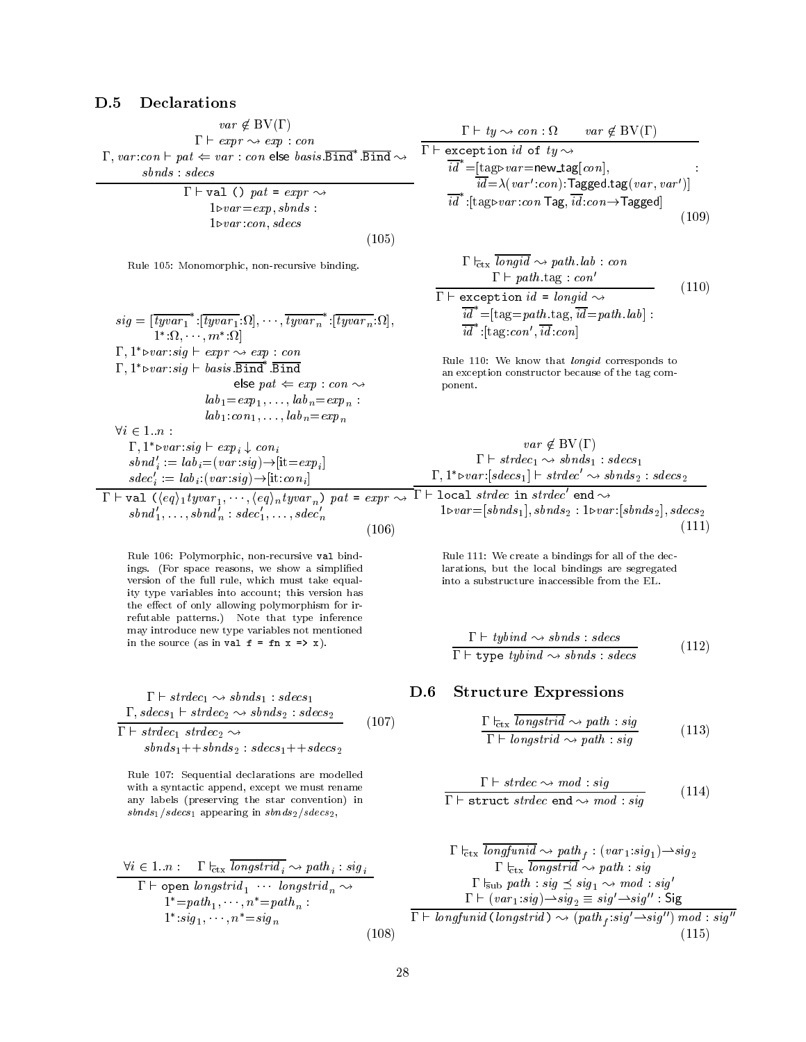## D.5 Declarations

$$\frac{\begin{array}{c} var \notin \mathrm{BV}(\Gamma) \\ \Gamma \vdash expr \rightsquigarrow exp : con \\ \Gamma, var{:}con \vdash pat \Leftarrow var : con \;\mathsf{else}\; basis.\overline{\mathtt{Bind}}^*.\overline{\mathtt{Bind}} \rightsquigarrow sbnds : sdecs \end{array}}{\begin{array}{c}\Gamma \vdash \mathtt{val}\;()\;pat\;\mathtt{=}\;expr \rightsquigarrow \\ 1{\triangleright}var{=}exp, sbnds : \\ 1{\triangleright}var{:}con, sdecs \end{array}} \quad (105)$$

Rule 105: Monomorphic, non-recursive binding.

$$\frac{\begin{array}{l} sig = [\overline{tyvar_1}^*{:}[\overline{tyvar_1}{:}\Omega], \cdots, \overline{tyvar_n}^*{:}[\overline{tyvar_n}{:}\Omega], \\ \quad 1^*{:}\Omega, \cdots, m^*{:}\Omega] \\ \Gamma, 1^*{\triangleright}var{:}sig \vdash expr \rightsquigarrow exp : con \\ \Gamma, 1^*{\triangleright}var{:}sig \vdash basis.\overline{\mathtt{Bind}}^*.\overline{\mathtt{Bind}} \\ \qquad \mathsf{else}\; pat \Leftarrow exp : con \rightsquigarrow \\ \qquad lab_1{=}exp_1, \ldots, lab_n{=}exp_n : \\ \qquad lab_1{:}con_1, \ldots, lab_n{=}exp_n \\ \forall i \in 1..n : \\ \quad \Gamma, 1^*{\triangleright}var{:}sig \vdash exp_i \downarrow con_i \\ \quad sbnd'_i := lab_i{=}(var{:}sig){\rightarrow}[\mathrm{it}{=}exp_i] \\ \quad sdec'_i := lab_i{:}(var{:}sig){\rightarrow}[\mathrm{it}{:}con_i] \end{array}}{\begin{array}{l}\Gamma \vdash \mathtt{val}\;(\langle eq\rangle_1 tyvar_1, \cdots, \langle eq\rangle_n tyvar_n)\;pat\;\mathtt{=}\;expr \rightsquigarrow \\ \quad sbnd'_1, \ldots, sbnd'_n : sdec'_1, \ldots, sdec'_n \end{array}} \quad (106)$$

Rule 106: Polymorphic, non-recursive `val` bindings. (For space reasons, we show a simplified version of the full rule, which must take equality type variables into account; this version has the effect of only allowing polymorphism for irrefutable patterns.) Note that type inference may introduce new type variables not mentioned in the source (as in `val f = fn x => x`).

$$\frac{\begin{array}{c} \Gamma \vdash strdec_1 \rightsquigarrow sbnds_1 : sdecs_1 \\ \Gamma, sdecs_1 \vdash strdec_2 \rightsquigarrow sbnds_2 : sdecs_2 \end{array}}{\begin{array}{l}\Gamma \vdash strdec_1\; strdec_2 \rightsquigarrow \\ \quad sbnds_1{+\!+}sbnds_2 : sdecs_1{+\!+}sdecs_2 \end{array}} \quad (107)$$

Rule 107: Sequential declarations are modelled with a syntactic append, except we must rename any labels (preserving the star convention) in $sbnds_1/sdecs_1$ appearing in $sbnds_2/sdecs_2$,

$$\frac{\forall i \in 1..n : \quad \Gamma \vdash_{\mathrm{ctx}} \overline{longstrid_i} \rightsquigarrow path_i : sig_i}{\begin{array}{l}\Gamma \vdash \mathsf{open}\; longstrid_1 \;\cdots\; longstrid_n \rightsquigarrow \\ \quad 1^*{=}path_1, \cdots, n^*{=}path_n : \\ \quad 1^*{:}sig_1, \cdots, n^*{=}sig_n \end{array}} \quad (108)$$

$$\frac{\Gamma \vdash ty \rightsquigarrow con : \Omega \qquad var \notin \mathrm{BV}(\Gamma)}{\begin{array}{l}\Gamma \vdash \mathtt{exception}\; id\; \mathtt{of}\; ty \rightsquigarrow \\ \quad \overline{id}^*{=}[\mathrm{tag}{\triangleright}var{=}\mathsf{new\_tag}[con], \qquad : \\ \qquad \overline{id}{=}\lambda(var'{:}con){:}\mathsf{Tagged}.\mathsf{tag}(var, var')] \\ \quad \overline{id}^*{:}[\mathrm{tag}{\triangleright}var{:}con\;\mathsf{Tag}, \overline{id}{:}con{\rightarrow}\mathsf{Tagged}] \end{array}} \quad (109)$$

$$\frac{\begin{array}{c}\Gamma \vdash_{\mathrm{ctx}} \overline{longid} \rightsquigarrow path.lab : con \\ \Gamma \vdash path.\mathrm{tag} : con' \end{array}}{\begin{array}{l}\Gamma \vdash \mathtt{exception}\; id\;\mathtt{=}\; longid \rightsquigarrow \\ \quad \overline{id}^*{=}[\mathrm{tag}{=}path.\mathrm{tag}, \overline{id}{=}path.lab] : \\ \quad \overline{id}^*{:}[\mathrm{tag}{:}con', \overline{id}{:}con] \end{array}} \quad (110)$$

Rule 110: We know that *longid* corresponds to an exception constructor because of the tag component.

$$\frac{\begin{array}{c} var \notin \mathrm{BV}(\Gamma) \\ \Gamma \vdash strdec_1 \rightsquigarrow sbnds_1 : sdecs_1 \\ \Gamma, 1^*{\triangleright}var{:}[sdecs_1] \vdash strdec' \rightsquigarrow sbnds_2 : sdecs_2 \end{array}}{\begin{array}{l}\Gamma \vdash \mathtt{local}\; strdec\;\mathtt{in}\; strdec'\;\mathtt{end} \rightsquigarrow \\ \quad 1{\triangleright}var{=}[sbnds_1], sbnds_2 : 1{\triangleright}var{:}[sbnds_2], sdecs_2 \end{array}} \quad (111)$$

Rule 111: We create a bindings for all of the declarations, but the local bindings are segregated into a substructure inaccessible from the EL.

$$\frac{\Gamma \vdash tybind \rightsquigarrow sbnds : sdecs}{\Gamma \vdash \mathtt{type}\; tybind \rightsquigarrow sbnds : sdecs} \quad (112)$$

## D.6 Structure Expressions

$$\frac{\Gamma \vdash_{\mathrm{ctx}} \overline{longstrid} \rightsquigarrow path : sig}{\Gamma \vdash longstrid \rightsquigarrow path : sig} \quad (113)$$

$$\frac{\Gamma \vdash strdec \rightsquigarrow mod : sig}{\Gamma \vdash \mathtt{struct}\; strdec\;\mathtt{end} \rightsquigarrow mod : sig} \quad (114)$$

$$\frac{\begin{array}{c}\Gamma \vdash_{\mathrm{ctx}} \overline{longfunid} \rightsquigarrow path_f : (var_1{:}sig_1){\rightharpoonup}sig_2 \\ \Gamma \vdash_{\mathrm{ctx}} \overline{longstrid} \rightsquigarrow path : sig \\ \Gamma \vdash_{\mathrm{sub}} path : sig \preceq sig_1 \rightsquigarrow mod : sig' \\ \Gamma \vdash (var_1{:}sig){\rightharpoonup}sig_2 \equiv sig'{\rightharpoonup}sig'' : \mathsf{Sig} \end{array}}{\Gamma \vdash longfunid\,(longstrid) \rightsquigarrow (path_f{:}sig'{\rightharpoonup}sig'')\; mod : sig''} \quad (115)$$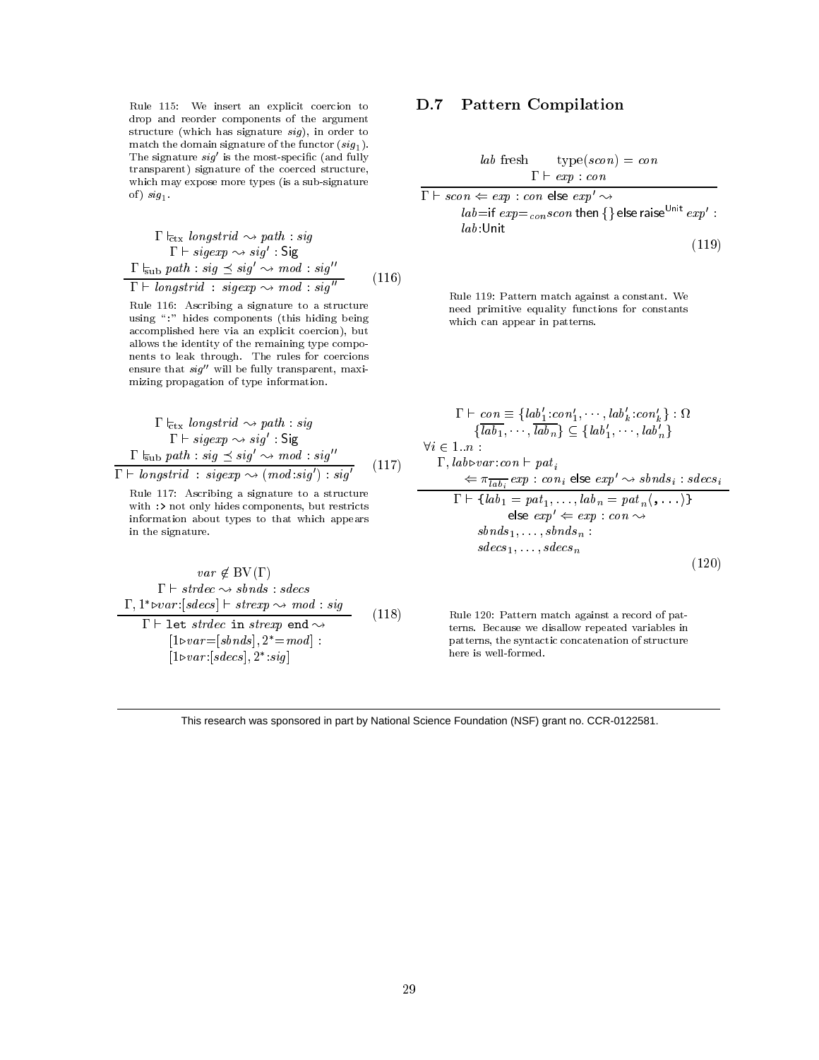Rule 115: We insert an explicit coercion to drop and reorder components of the argument structure (which has signature *sig*), in order to match the domain signature of the functor ($sig_1$). The signature $sig'$ is the most-specific (and fully transparent) signature of the coerced structure, which may expose more types (is a sub-signature of) $sig_1$.

$$\frac{\Gamma \vdash_{\text{ctx}} longstrid \rightsquigarrow path : sig \quad \Gamma \vdash sigexp \rightsquigarrow sig' : \mathsf{Sig} \quad \Gamma \vdash_{\text{sub}} path : sig \preceq sig' \rightsquigarrow mod : sig''}{\Gamma \vdash longstrid \ : \ sigexp \rightsquigarrow mod : sig''} \quad (116)$$

Rule 116: Ascribing a signature to a structure using ":" hides components (this hiding being accomplished here via an explicit coercion), but allows the identity of the remaining type components to leak through. The rules for coercions ensure that $sig''$ will be fully transparent, maximizing propagation of type information.

$$\frac{\Gamma \vdash_{\text{ctx}} longstrid \rightsquigarrow path : sig \quad \Gamma \vdash sigexp \rightsquigarrow sig' : \mathsf{Sig} \quad \Gamma \vdash_{\text{sub}} path : sig \preceq sig' \rightsquigarrow mod : sig''}{\Gamma \vdash longstrid \ : \ sigexp \rightsquigarrow (mod{:}sig') : sig'} \quad (117)$$

Rule 117: Ascribing a signature to a structure with `:>` not only hides components, but restricts information about types to that which appears in the signature.

$$\frac{var \notin \mathrm{BV}(\Gamma) \quad \Gamma \vdash strdec \rightsquigarrow sbnds : sdecs \quad \Gamma, 1^{*}\triangleright var{:}[sdecs] \vdash strexp \rightsquigarrow mod : sig}{\Gamma \vdash \texttt{let}\ strdec\ \texttt{in}\ strexp\ \texttt{end} \rightsquigarrow [1\triangleright var{=}[sbnds], 2^{*}{=}mod] : [1\triangleright var{:}[sdecs], 2^{*}{:}sig]} \quad (118)$$

## D.7 Pattern Compilation

$$\frac{lab \text{ fresh} \quad \mathrm{type}(scon) = con \quad \Gamma \vdash exp : con}{\Gamma \vdash scon \Leftarrow exp : con \ \mathsf{else}\ exp' \rightsquigarrow lab{=}\mathsf{if}\ exp{=}_{con} scon\ \mathsf{then}\ \{\}\ \mathsf{else}\ \mathsf{raise}^{\mathsf{Unit}}\ exp' : lab{:}\mathsf{Unit}} \quad (119)$$

Rule 119: Pattern match against a constant. We need primitive equality functions for constants which can appear in patterns.

$$\frac{\begin{array}{c}\Gamma \vdash con \equiv \{lab'_1{:}con'_1, \cdots, lab'_k{:}con'_k\} : \Omega \\ \{\overline{lab_1}, \cdots, \overline{lab_n}\} \subseteq \{lab'_1, \cdots, lab'_n\} \\ \forall i \in 1..n : \ \Gamma, lab\triangleright var{:}con \vdash pat_i \Leftarrow \pi_{\overline{lab_i}}\, exp : con_i \ \mathsf{else}\ exp' \rightsquigarrow sbnds_i : sdecs_i\end{array}}{\Gamma \vdash \{lab_1 = pat_1, \ldots, lab_n = pat_n\langle, \ldots\rangle\} \ \mathsf{else}\ exp' \Leftarrow exp : con \rightsquigarrow sbnds_1, \ldots, sbnds_n : sdecs_1, \ldots, sdecs_n} \quad (120)$$

Rule 120: Pattern match against a record of patterns. Because we disallow repeated variables in patterns, the syntactic concatenation of structure here is well-formed.

---

This research was sponsored in part by National Science Foundation (NSF) grant no. CCR-0122581.